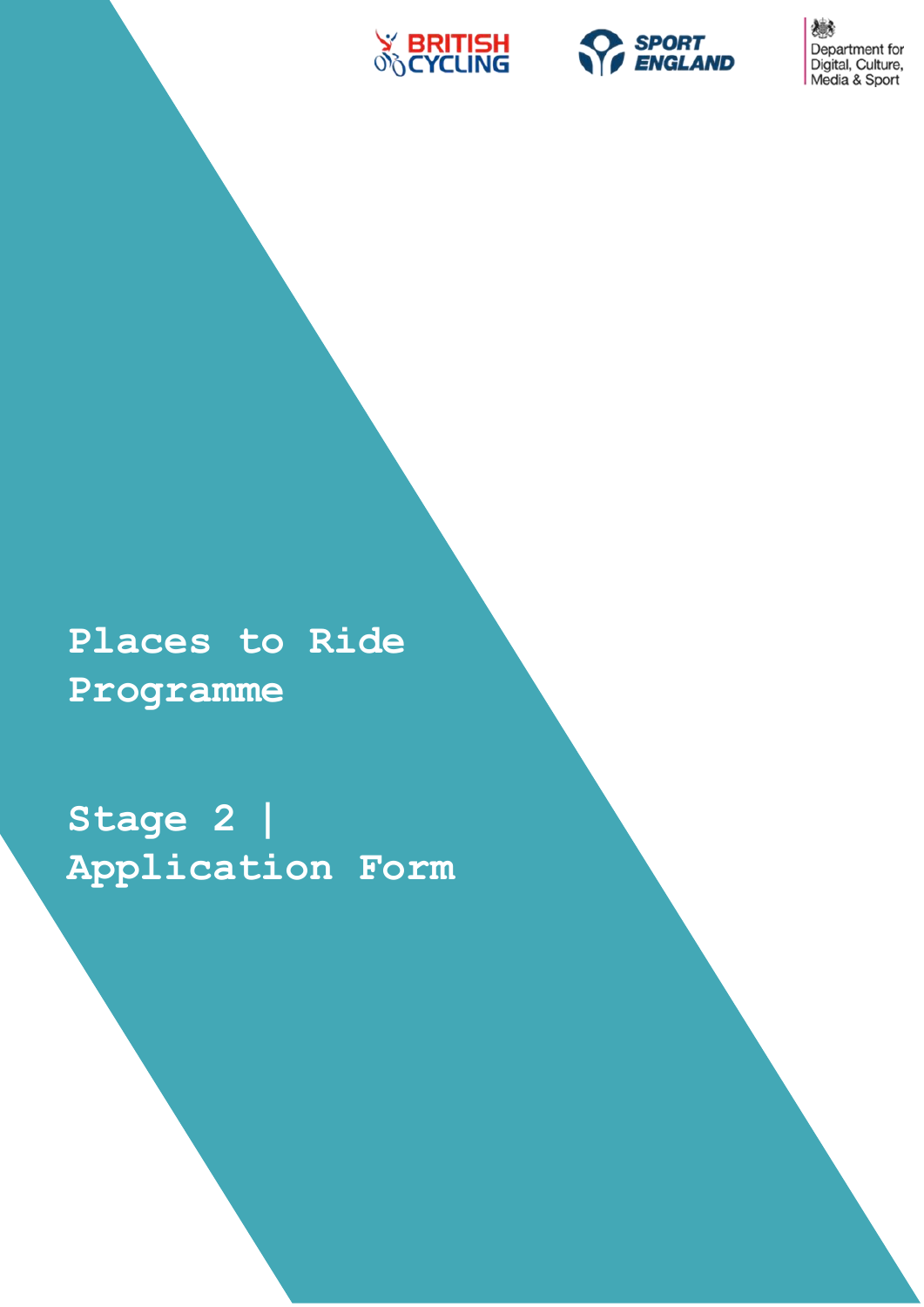BRITISH CYCLING

SPORT ENGLAND

Department for Digital, Culture, Media & Sport

# Places to Ride Programme

# Stage 2 | Application Form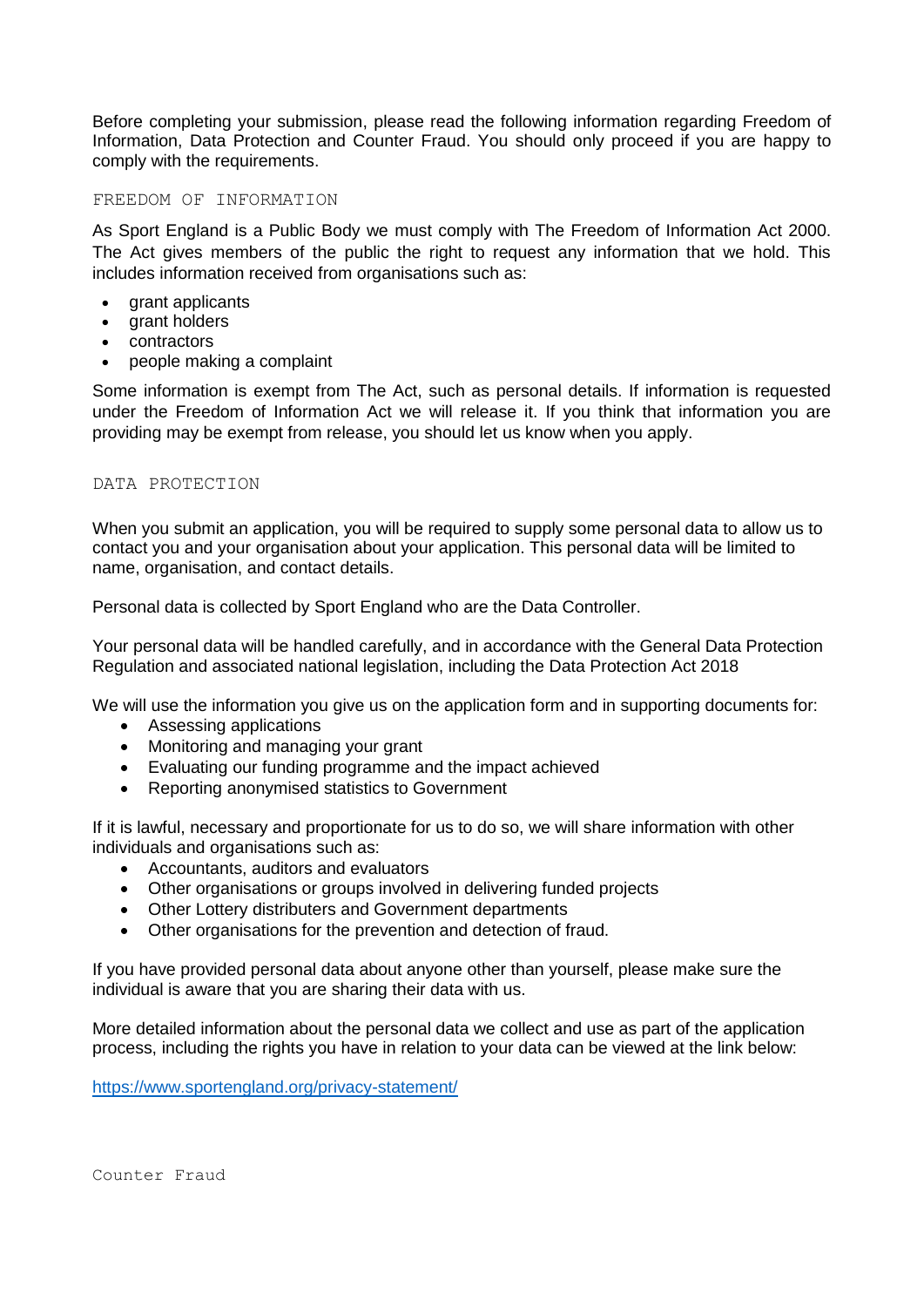Before completing your submission, please read the following information regarding Freedom of Information, Data Protection and Counter Fraud. You should only proceed if you are happy to comply with the requirements.

## FREEDOM OF INFORMATION

As Sport England is a Public Body we must comply with The Freedom of Information Act 2000. The Act gives members of the public the right to request any information that we hold. This includes information received from organisations such as:

- grant applicants
- grant holders
- contractors
- people making a complaint

Some information is exempt from The Act, such as personal details. If information is requested under the Freedom of Information Act we will release it. If you think that information you are providing may be exempt from release, you should let us know when you apply.

## DATA PROTECTION

When you submit an application, you will be required to supply some personal data to allow us to contact you and your organisation about your application. This personal data will be limited to name, organisation, and contact details.

Personal data is collected by Sport England who are the Data Controller.

Your personal data will be handled carefully, and in accordance with the General Data Protection Regulation and associated national legislation, including the Data Protection Act 2018

We will use the information you give us on the application form and in supporting documents for:

- Assessing applications
- Monitoring and managing your grant
- Evaluating our funding programme and the impact achieved
- Reporting anonymised statistics to Government

If it is lawful, necessary and proportionate for us to do so, we will share information with other individuals and organisations such as:

- Accountants, auditors and evaluators
- Other organisations or groups involved in delivering funded projects
- Other Lottery distributers and Government departments
- Other organisations for the prevention and detection of fraud.

If you have provided personal data about anyone other than yourself, please make sure the individual is aware that you are sharing their data with us.

More detailed information about the personal data we collect and use as part of the application process, including the rights you have in relation to your data can be viewed at the link below:

https://www.sportengland.org/privacy-statement/

## Counter Fraud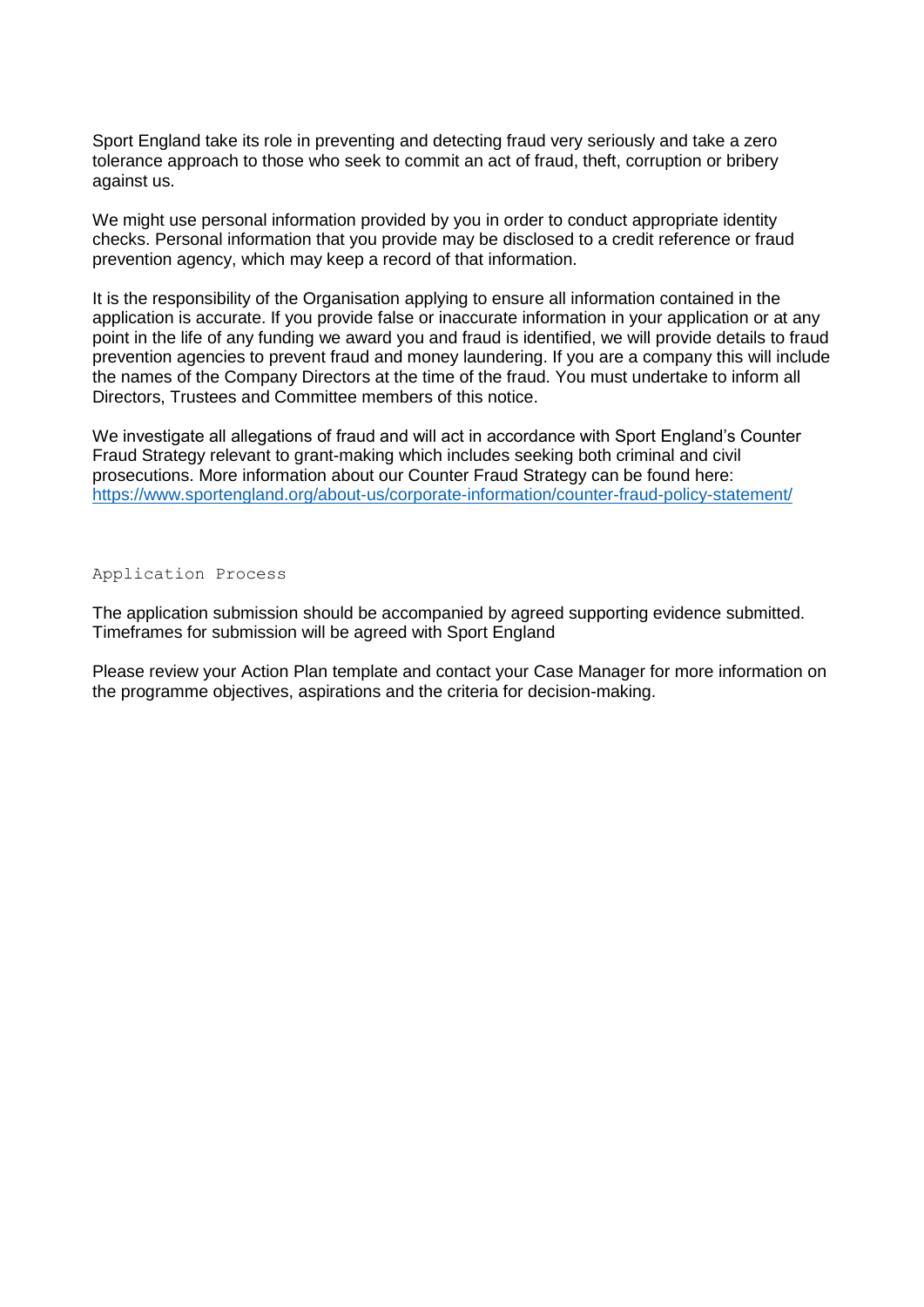Sport England take its role in preventing and detecting fraud very seriously and take a zero tolerance approach to those who seek to commit an act of fraud, theft, corruption or bribery against us.

We might use personal information provided by you in order to conduct appropriate identity checks. Personal information that you provide may be disclosed to a credit reference or fraud prevention agency, which may keep a record of that information.

It is the responsibility of the Organisation applying to ensure all information contained in the application is accurate. If you provide false or inaccurate information in your application or at any point in the life of any funding we award you and fraud is identified, we will provide details to fraud prevention agencies to prevent fraud and money laundering. If you are a company this will include the names of the Company Directors at the time of the fraud. You must undertake to inform all Directors, Trustees and Committee members of this notice.

We investigate all allegations of fraud and will act in accordance with Sport England's Counter Fraud Strategy relevant to grant-making which includes seeking both criminal and civil prosecutions. More information about our Counter Fraud Strategy can be found here: [https://www.sportengland.org/about-us/corporate-information/counter-fraud-policy-statement/](https://www.sportengland.org/about-us/corporate-information/counter-fraud-policy-statement/)

## Application Process

The application submission should be accompanied by agreed supporting evidence submitted. Timeframes for submission will be agreed with Sport England

Please review your Action Plan template and contact your Case Manager for more information on the programme objectives, aspirations and the criteria for decision-making.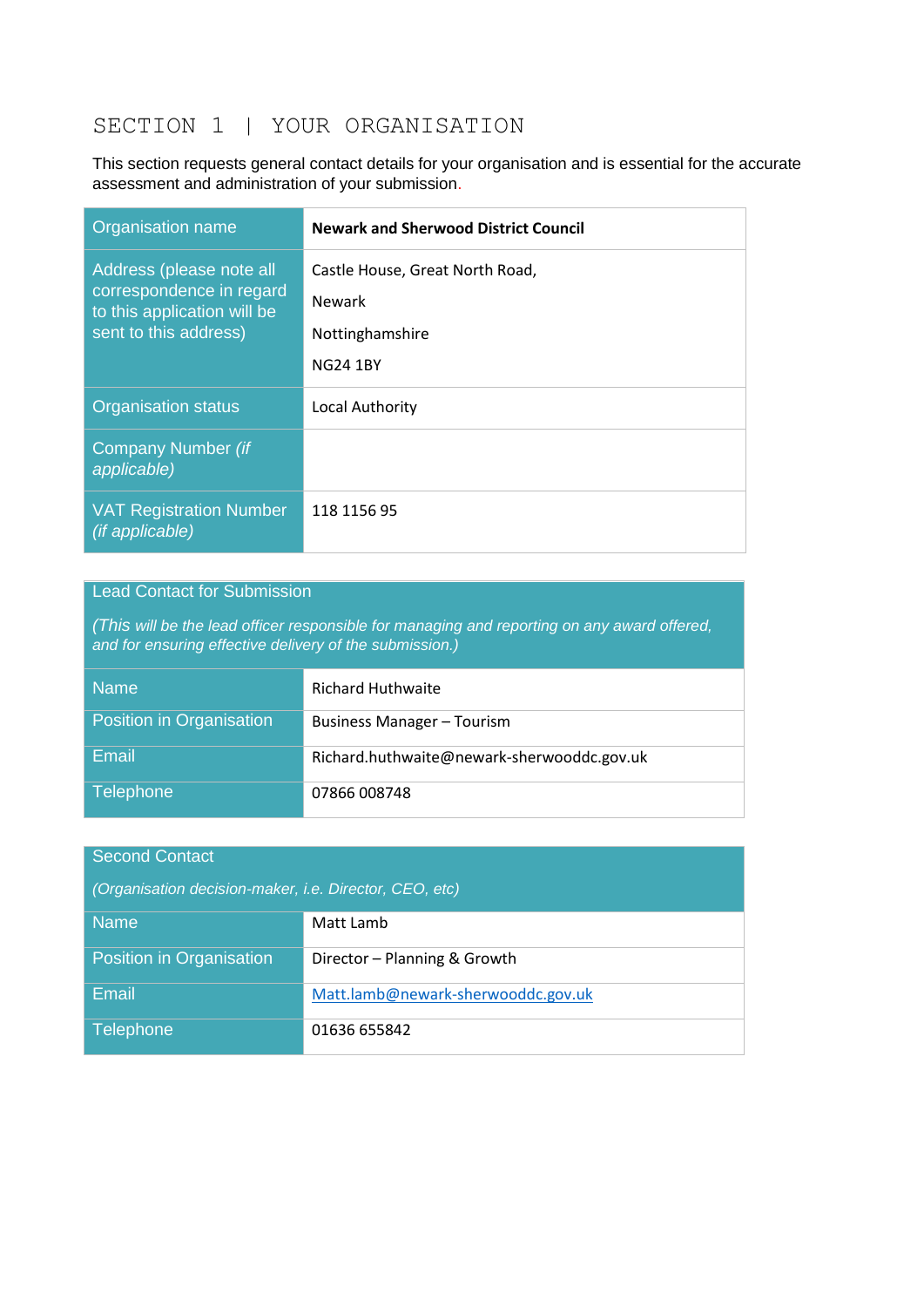## SECTION 1 | YOUR ORGANISATION

This section requests general contact details for your organisation and is essential for the accurate assessment and administration of your submission.

| Organisation name | **Newark and Sherwood District Council** |
|---|---|
| Address (please note all correspondence in regard to this application will be sent to this address) | Castle House, Great North Road,<br>Newark<br>Nottinghamshire<br>NG24 1BY |
| Organisation status | Local Authority |
| Company Number *(if applicable)* | |
| VAT Registration Number *(if applicable)* | 118 1156 95 |

| Lead Contact for Submission<br>*(This will be the lead officer responsible for managing and reporting on any award offered, and for ensuring effective delivery of the submission.)* | |
|---|---|
| Name | Richard Huthwaite |
| Position in Organisation | Business Manager – Tourism |
| Email | Richard.huthwaite@newark-sherwooddc.gov.uk |
| Telephone | 07866 008748 |

| Second Contact<br>*(Organisation decision-maker, i.e. Director, CEO, etc)* | |
|---|---|
| Name | Matt Lamb |
| Position in Organisation | Director – Planning & Growth |
| Email | Matt.lamb@newark-sherwooddc.gov.uk |
| Telephone | 01636 655842 |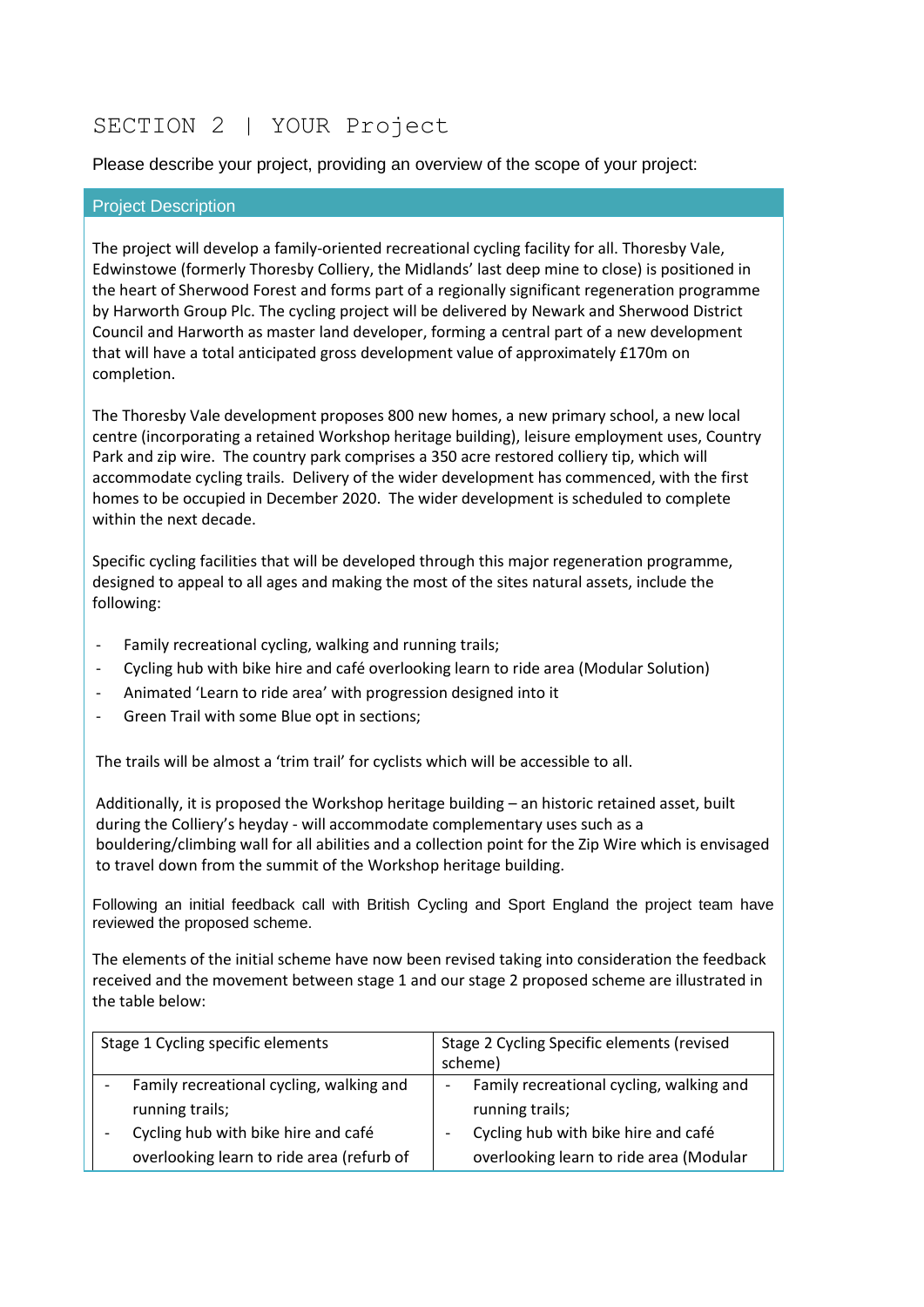# SECTION 2 | YOUR Project

Please describe your project, providing an overview of the scope of your project:

## Project Description

The project will develop a family-oriented recreational cycling facility for all. Thoresby Vale, Edwinstowe (formerly Thoresby Colliery, the Midlands' last deep mine to close) is positioned in the heart of Sherwood Forest and forms part of a regionally significant regeneration programme by Harworth Group Plc. The cycling project will be delivered by Newark and Sherwood District Council and Harworth as master land developer, forming a central part of a new development that will have a total anticipated gross development value of approximately £170m on completion.

The Thoresby Vale development proposes 800 new homes, a new primary school, a new local centre (incorporating a retained Workshop heritage building), leisure employment uses, Country Park and zip wire. The country park comprises a 350 acre restored colliery tip, which will accommodate cycling trails. Delivery of the wider development has commenced, with the first homes to be occupied in December 2020. The wider development is scheduled to complete within the next decade.

Specific cycling facilities that will be developed through this major regeneration programme, designed to appeal to all ages and making the most of the sites natural assets, include the following:

- Family recreational cycling, walking and running trails;
- Cycling hub with bike hire and café overlooking learn to ride area (Modular Solution)
- Animated 'Learn to ride area' with progression designed into it
- Green Trail with some Blue opt in sections;

The trails will be almost a 'trim trail' for cyclists which will be accessible to all.

Additionally, it is proposed the Workshop heritage building – an historic retained asset, built during the Colliery's heyday - will accommodate complementary uses such as a bouldering/climbing wall for all abilities and a collection point for the Zip Wire which is envisaged to travel down from the summit of the Workshop heritage building.

Following an initial feedback call with British Cycling and Sport England the project team have reviewed the proposed scheme.

The elements of the initial scheme have now been revised taking into consideration the feedback received and the movement between stage 1 and our stage 2 proposed scheme are illustrated in the table below:

| Stage 1 Cycling specific elements | Stage 2 Cycling Specific elements (revised scheme) |
|---|---|
| - Family recreational cycling, walking and running trails;<br>- Cycling hub with bike hire and café overlooking learn to ride area (refurb of | - Family recreational cycling, walking and running trails;<br>- Cycling hub with bike hire and café overlooking learn to ride area (Modular |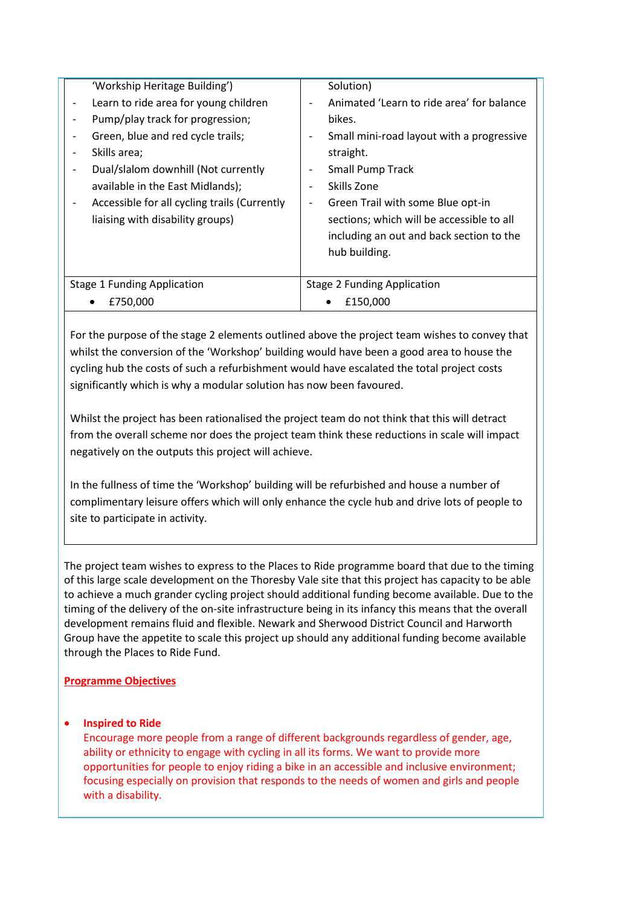| 'Workship Heritage Building')<br>- Learn to ride area for young children<br>- Pump/play track for progression;<br>- Green, blue and red cycle trails;<br>- Skills area;<br>- Dual/slalom downhill (Not currently available in the East Midlands);<br>- Accessible for all cycling trails (Currently liaising with disability groups) | Solution)<br>- Animated 'Learn to ride area' for balance bikes.<br>- Small mini-road layout with a progressive straight.<br>- Small Pump Track<br>- Skills Zone<br>- Green Trail with some Blue opt-in sections; which will be accessible to all including an out and back section to the hub building. |
|---|---|
| Stage 1 Funding Application<br>• £750,000 | Stage 2 Funding Application<br>• £150,000 |

For the purpose of the stage 2 elements outlined above the project team wishes to convey that whilst the conversion of the 'Workshop' building would have been a good area to house the cycling hub the costs of such a refurbishment would have escalated the total project costs significantly which is why a modular solution has now been favoured.

Whilst the project has been rationalised the project team do not think that this will detract from the overall scheme nor does the project team think these reductions in scale will impact negatively on the outputs this project will achieve.

In the fullness of time the 'Workshop' building will be refurbished and house a number of complimentary leisure offers which will only enhance the cycle hub and drive lots of people to site to participate in activity.

The project team wishes to express to the Places to Ride programme board that due to the timing of this large scale development on the Thoresby Vale site that this project has capacity to be able to achieve a much grander cycling project should additional funding become available. Due to the timing of the delivery of the on-site infrastructure being in its infancy this means that the overall development remains fluid and flexible. Newark and Sherwood District Council and Harworth Group have the appetite to scale this project up should any additional funding become available through the Places to Ride Fund.

## Programme Objectives

- **Inspired to Ride**
  Encourage more people from a range of different backgrounds regardless of gender, age, ability or ethnicity to engage with cycling in all its forms. We want to provide more opportunities for people to enjoy riding a bike in an accessible and inclusive environment; focusing especially on provision that responds to the needs of women and girls and people with a disability.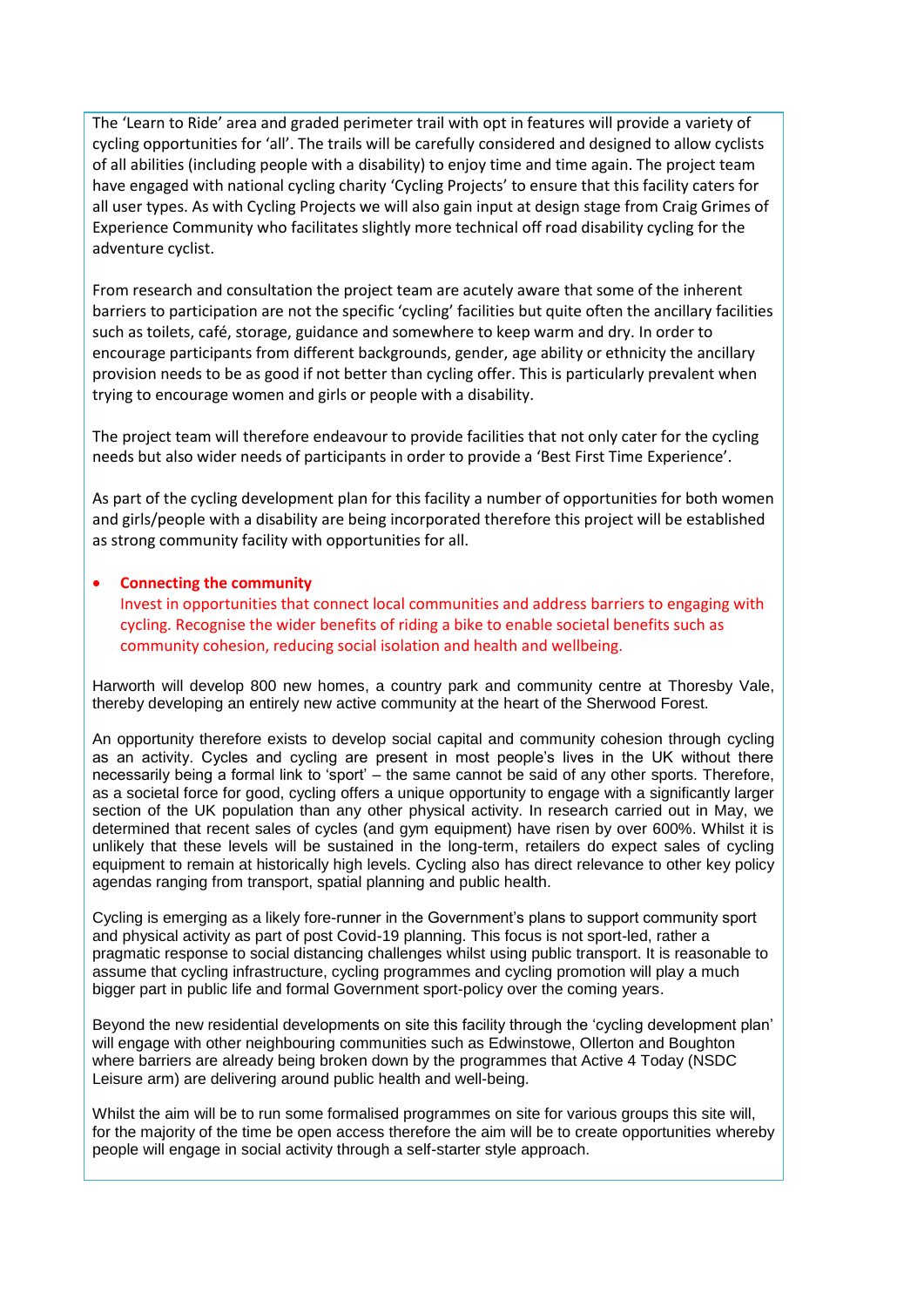The 'Learn to Ride' area and graded perimeter trail with opt in features will provide a variety of cycling opportunities for 'all'. The trails will be carefully considered and designed to allow cyclists of all abilities (including people with a disability) to enjoy time and time again. The project team have engaged with national cycling charity 'Cycling Projects' to ensure that this facility caters for all user types. As with Cycling Projects we will also gain input at design stage from Craig Grimes of Experience Community who facilitates slightly more technical off road disability cycling for the adventure cyclist.

From research and consultation the project team are acutely aware that some of the inherent barriers to participation are not the specific 'cycling' facilities but quite often the ancillary facilities such as toilets, café, storage, guidance and somewhere to keep warm and dry. In order to encourage participants from different backgrounds, gender, age ability or ethnicity the ancillary provision needs to be as good if not better than cycling offer. This is particularly prevalent when trying to encourage women and girls or people with a disability.

The project team will therefore endeavour to provide facilities that not only cater for the cycling needs but also wider needs of participants in order to provide a 'Best First Time Experience'.

As part of the cycling development plan for this facility a number of opportunities for both women and girls/people with a disability are being incorporated therefore this project will be established as strong community facility with opportunities for all.

- **Connecting the community**
  Invest in opportunities that connect local communities and address barriers to engaging with cycling. Recognise the wider benefits of riding a bike to enable societal benefits such as community cohesion, reducing social isolation and health and wellbeing.

Harworth will develop 800 new homes, a country park and community centre at Thoresby Vale, thereby developing an entirely new active community at the heart of the Sherwood Forest.

An opportunity therefore exists to develop social capital and community cohesion through cycling as an activity. Cycles and cycling are present in most people's lives in the UK without there necessarily being a formal link to 'sport' – the same cannot be said of any other sports. Therefore, as a societal force for good, cycling offers a unique opportunity to engage with a significantly larger section of the UK population than any other physical activity. In research carried out in May, we determined that recent sales of cycles (and gym equipment) have risen by over 600%. Whilst it is unlikely that these levels will be sustained in the long-term, retailers do expect sales of cycling equipment to remain at historically high levels. Cycling also has direct relevance to other key policy agendas ranging from transport, spatial planning and public health.

Cycling is emerging as a likely fore-runner in the Government's plans to support community sport and physical activity as part of post Covid-19 planning. This focus is not sport-led, rather a pragmatic response to social distancing challenges whilst using public transport. It is reasonable to assume that cycling infrastructure, cycling programmes and cycling promotion will play a much bigger part in public life and formal Government sport-policy over the coming years.

Beyond the new residential developments on site this facility through the 'cycling development plan' will engage with other neighbouring communities such as Edwinstowe, Ollerton and Boughton where barriers are already being broken down by the programmes that Active 4 Today (NSDC Leisure arm) are delivering around public health and well-being.

Whilst the aim will be to run some formalised programmes on site for various groups this site will, for the majority of the time be open access therefore the aim will be to create opportunities whereby people will engage in social activity through a self-starter style approach.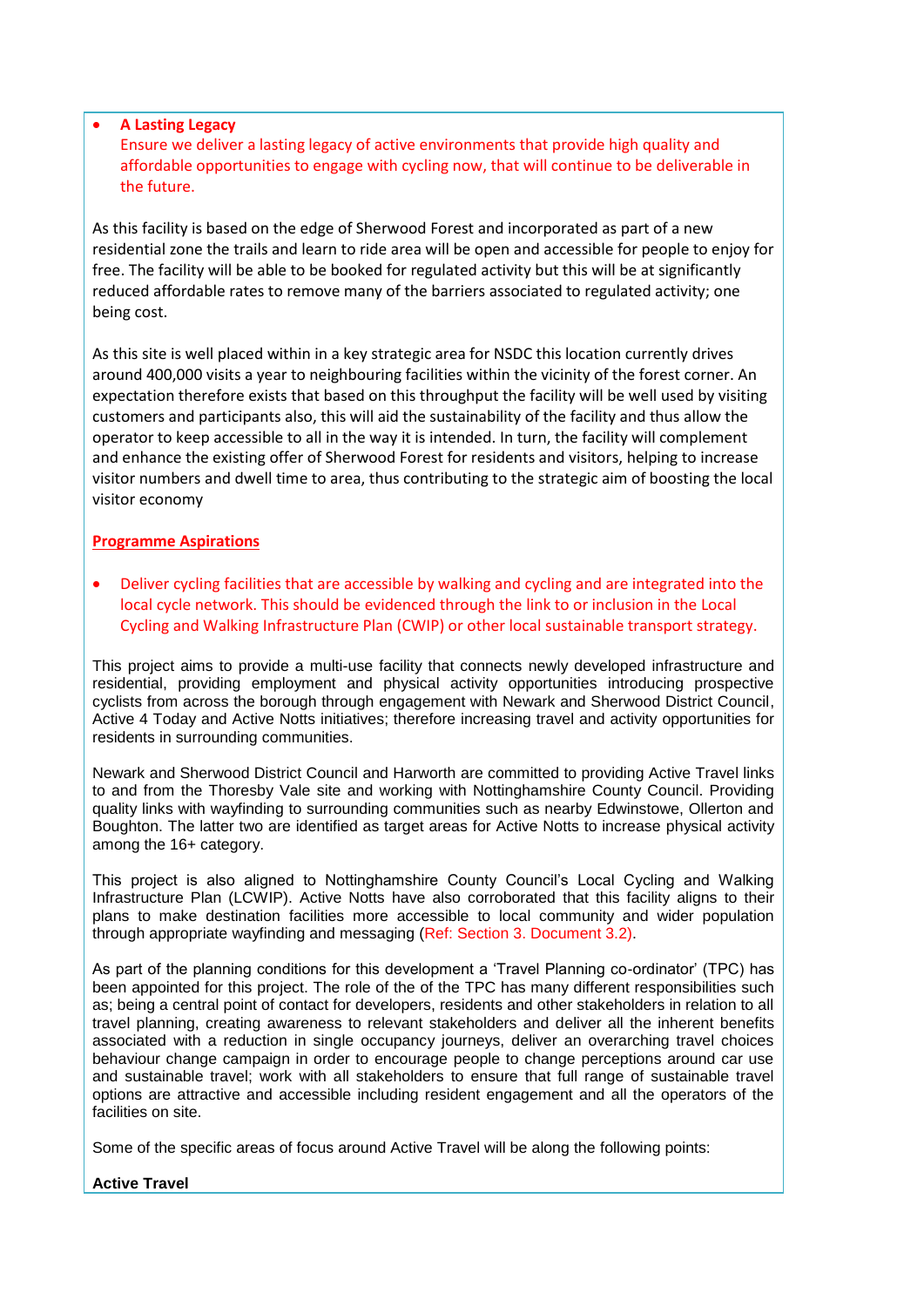- **A Lasting Legacy**
  Ensure we deliver a lasting legacy of active environments that provide high quality and affordable opportunities to engage with cycling now, that will continue to be deliverable in the future.

As this facility is based on the edge of Sherwood Forest and incorporated as part of a new residential zone the trails and learn to ride area will be open and accessible for people to enjoy for free. The facility will be able to be booked for regulated activity but this will be at significantly reduced affordable rates to remove many of the barriers associated to regulated activity; one being cost.

As this site is well placed within in a key strategic area for NSDC this location currently drives around 400,000 visits a year to neighbouring facilities within the vicinity of the forest corner. An expectation therefore exists that based on this throughput the facility will be well used by visiting customers and participants also, this will aid the sustainability of the facility and thus allow the operator to keep accessible to all in the way it is intended. In turn, the facility will complement and enhance the existing offer of Sherwood Forest for residents and visitors, helping to increase visitor numbers and dwell time to area, thus contributing to the strategic aim of boosting the local visitor economy

**Programme Aspirations**

- Deliver cycling facilities that are accessible by walking and cycling and are integrated into the local cycle network. This should be evidenced through the link to or inclusion in the Local Cycling and Walking Infrastructure Plan (CWIP) or other local sustainable transport strategy.

This project aims to provide a multi-use facility that connects newly developed infrastructure and residential, providing employment and physical activity opportunities introducing prospective cyclists from across the borough through engagement with Newark and Sherwood District Council, Active 4 Today and Active Notts initiatives; therefore increasing travel and activity opportunities for residents in surrounding communities.

Newark and Sherwood District Council and Harworth are committed to providing Active Travel links to and from the Thoresby Vale site and working with Nottinghamshire County Council. Providing quality links with wayfinding to surrounding communities such as nearby Edwinstowe, Ollerton and Boughton. The latter two are identified as target areas for Active Notts to increase physical activity among the 16+ category.

This project is also aligned to Nottinghamshire County Council's Local Cycling and Walking Infrastructure Plan (LCWIP). Active Notts have also corroborated that this facility aligns to their plans to make destination facilities more accessible to local community and wider population through appropriate wayfinding and messaging (Ref: Section 3. Document 3.2).

As part of the planning conditions for this development a 'Travel Planning co-ordinator' (TPC) has been appointed for this project. The role of the of the TPC has many different responsibilities such as; being a central point of contact for developers, residents and other stakeholders in relation to all travel planning, creating awareness to relevant stakeholders and deliver all the inherent benefits associated with a reduction in single occupancy journeys, deliver an overarching travel choices behaviour change campaign in order to encourage people to change perceptions around car use and sustainable travel; work with all stakeholders to ensure that full range of sustainable travel options are attractive and accessible including resident engagement and all the operators of the facilities on site.

Some of the specific areas of focus around Active Travel will be along the following points:

**Active Travel**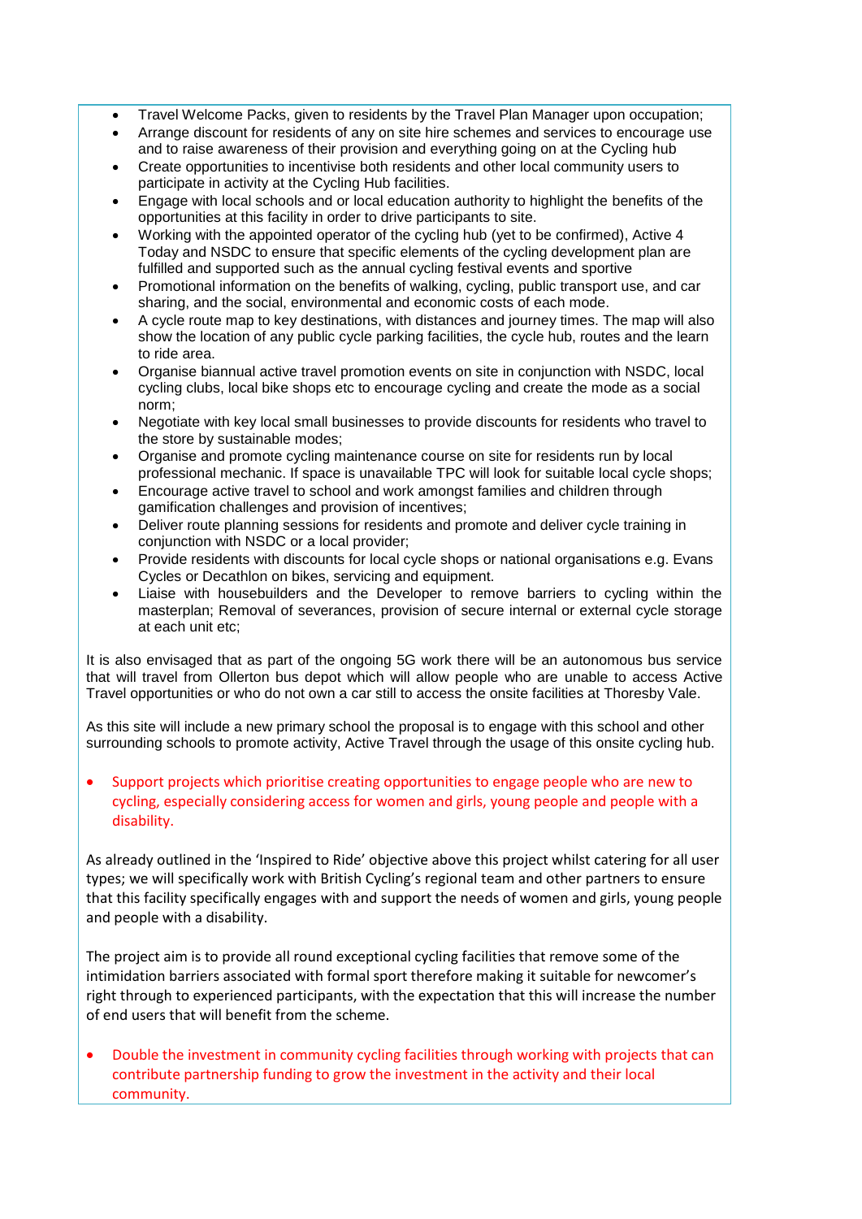- Travel Welcome Packs, given to residents by the Travel Plan Manager upon occupation;
- Arrange discount for residents of any on site hire schemes and services to encourage use and to raise awareness of their provision and everything going on at the Cycling hub
- Create opportunities to incentivise both residents and other local community users to participate in activity at the Cycling Hub facilities.
- Engage with local schools and or local education authority to highlight the benefits of the opportunities at this facility in order to drive participants to site.
- Working with the appointed operator of the cycling hub (yet to be confirmed), Active 4 Today and NSDC to ensure that specific elements of the cycling development plan are fulfilled and supported such as the annual cycling festival events and sportive
- Promotional information on the benefits of walking, cycling, public transport use, and car sharing, and the social, environmental and economic costs of each mode.
- A cycle route map to key destinations, with distances and journey times. The map will also show the location of any public cycle parking facilities, the cycle hub, routes and the learn to ride area.
- Organise biannual active travel promotion events on site in conjunction with NSDC, local cycling clubs, local bike shops etc to encourage cycling and create the mode as a social norm;
- Negotiate with key local small businesses to provide discounts for residents who travel to the store by sustainable modes;
- Organise and promote cycling maintenance course on site for residents run by local professional mechanic. If space is unavailable TPC will look for suitable local cycle shops;
- Encourage active travel to school and work amongst families and children through gamification challenges and provision of incentives;
- Deliver route planning sessions for residents and promote and deliver cycle training in conjunction with NSDC or a local provider;
- Provide residents with discounts for local cycle shops or national organisations e.g. Evans Cycles or Decathlon on bikes, servicing and equipment.
- Liaise with housebuilders and the Developer to remove barriers to cycling within the masterplan; Removal of severances, provision of secure internal or external cycle storage at each unit etc;

It is also envisaged that as part of the ongoing 5G work there will be an autonomous bus service that will travel from Ollerton bus depot which will allow people who are unable to access Active Travel opportunities or who do not own a car still to access the onsite facilities at Thoresby Vale.

As this site will include a new primary school the proposal is to engage with this school and other surrounding schools to promote activity, Active Travel through the usage of this onsite cycling hub.

- Support projects which prioritise creating opportunities to engage people who are new to cycling, especially considering access for women and girls, young people and people with a disability.

As already outlined in the 'Inspired to Ride' objective above this project whilst catering for all user types; we will specifically work with British Cycling's regional team and other partners to ensure that this facility specifically engages with and support the needs of women and girls, young people and people with a disability.

The project aim is to provide all round exceptional cycling facilities that remove some of the intimidation barriers associated with formal sport therefore making it suitable for newcomer's right through to experienced participants, with the expectation that this will increase the number of end users that will benefit from the scheme.

- Double the investment in community cycling facilities through working with projects that can contribute partnership funding to grow the investment in the activity and their local community.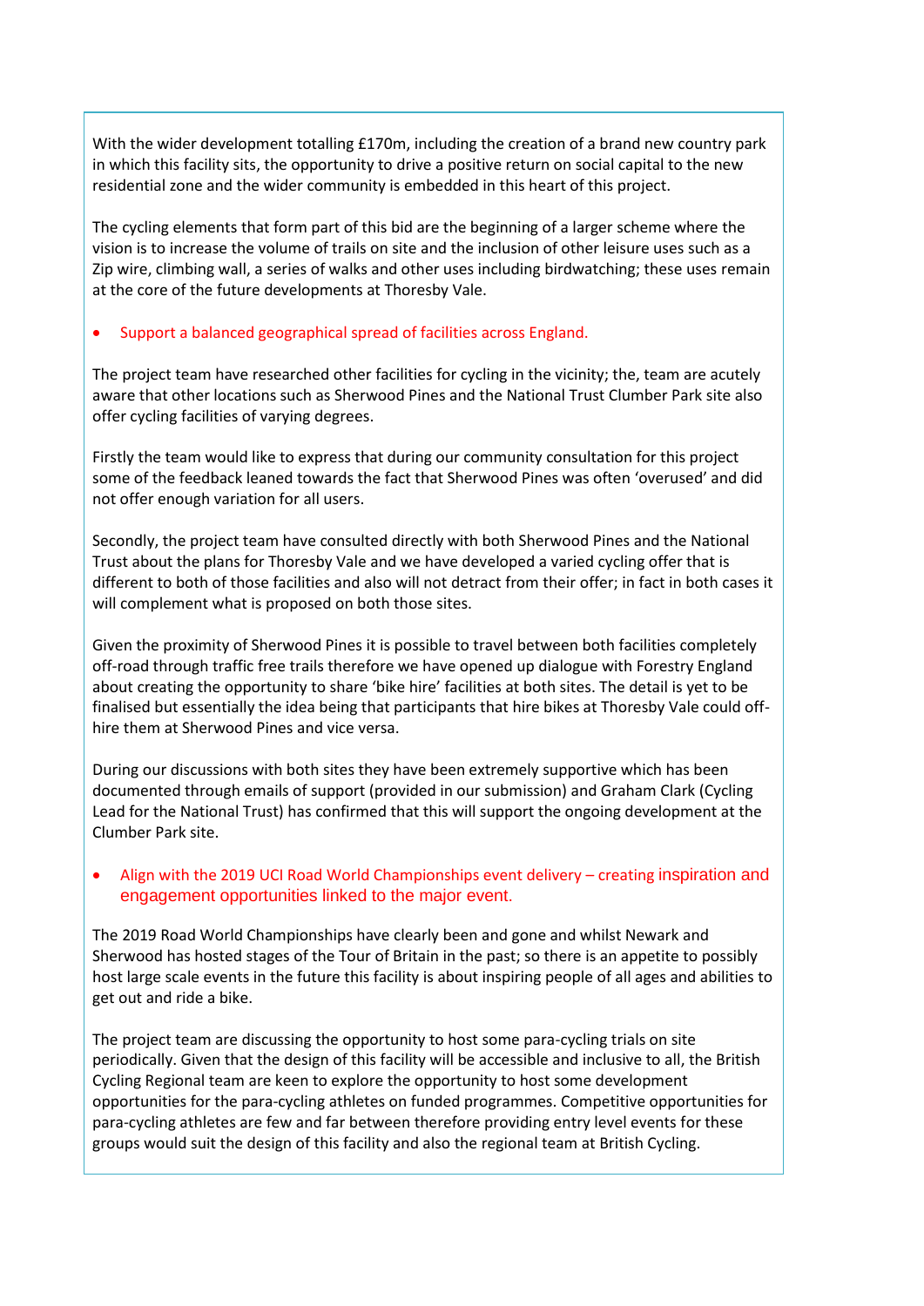With the wider development totalling £170m, including the creation of a brand new country park in which this facility sits, the opportunity to drive a positive return on social capital to the new residential zone and the wider community is embedded in this heart of this project.

The cycling elements that form part of this bid are the beginning of a larger scheme where the vision is to increase the volume of trails on site and the inclusion of other leisure uses such as a Zip wire, climbing wall, a series of walks and other uses including birdwatching; these uses remain at the core of the future developments at Thoresby Vale.

- Support a balanced geographical spread of facilities across England.

The project team have researched other facilities for cycling in the vicinity; the, team are acutely aware that other locations such as Sherwood Pines and the National Trust Clumber Park site also offer cycling facilities of varying degrees.

Firstly the team would like to express that during our community consultation for this project some of the feedback leaned towards the fact that Sherwood Pines was often 'overused' and did not offer enough variation for all users.

Secondly, the project team have consulted directly with both Sherwood Pines and the National Trust about the plans for Thoresby Vale and we have developed a varied cycling offer that is different to both of those facilities and also will not detract from their offer; in fact in both cases it will complement what is proposed on both those sites.

Given the proximity of Sherwood Pines it is possible to travel between both facilities completely off-road through traffic free trails therefore we have opened up dialogue with Forestry England about creating the opportunity to share 'bike hire' facilities at both sites. The detail is yet to be finalised but essentially the idea being that participants that hire bikes at Thoresby Vale could off-hire them at Sherwood Pines and vice versa.

During our discussions with both sites they have been extremely supportive which has been documented through emails of support (provided in our submission) and Graham Clark (Cycling Lead for the National Trust) has confirmed that this will support the ongoing development at the Clumber Park site.

- Align with the 2019 UCI Road World Championships event delivery – creating inspiration and engagement opportunities linked to the major event.

The 2019 Road World Championships have clearly been and gone and whilst Newark and Sherwood has hosted stages of the Tour of Britain in the past; so there is an appetite to possibly host large scale events in the future this facility is about inspiring people of all ages and abilities to get out and ride a bike.

The project team are discussing the opportunity to host some para-cycling trials on site periodically. Given that the design of this facility will be accessible and inclusive to all, the British Cycling Regional team are keen to explore the opportunity to host some development opportunities for the para-cycling athletes on funded programmes. Competitive opportunities for para-cycling athletes are few and far between therefore providing entry level events for these groups would suit the design of this facility and also the regional team at British Cycling.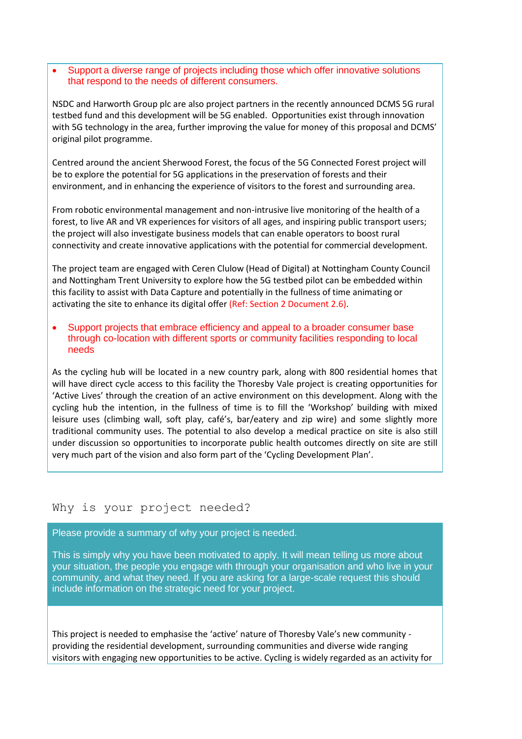- Support a diverse range of projects including those which offer innovative solutions that respond to the needs of different consumers.

NSDC and Harworth Group plc are also project partners in the recently announced DCMS 5G rural testbed fund and this development will be 5G enabled. Opportunities exist through innovation with 5G technology in the area, further improving the value for money of this proposal and DCMS' original pilot programme.

Centred around the ancient Sherwood Forest, the focus of the 5G Connected Forest project will be to explore the potential for 5G applications in the preservation of forests and their environment, and in enhancing the experience of visitors to the forest and surrounding area.

From robotic environmental management and non-intrusive live monitoring of the health of a forest, to live AR and VR experiences for visitors of all ages, and inspiring public transport users; the project will also investigate business models that can enable operators to boost rural connectivity and create innovative applications with the potential for commercial development.

The project team are engaged with Ceren Clulow (Head of Digital) at Nottingham County Council and Nottingham Trent University to explore how the 5G testbed pilot can be embedded within this facility to assist with Data Capture and potentially in the fullness of time animating or activating the site to enhance its digital offer (Ref: Section 2 Document 2.6).

- Support projects that embrace efficiency and appeal to a broader consumer base through co-location with different sports or community facilities responding to local needs

As the cycling hub will be located in a new country park, along with 800 residential homes that will have direct cycle access to this facility the Thoresby Vale project is creating opportunities for 'Active Lives' through the creation of an active environment on this development. Along with the cycling hub the intention, in the fullness of time is to fill the 'Workshop' building with mixed leisure uses (climbing wall, soft play, café's, bar/eatery and zip wire) and some slightly more traditional community uses. The potential to also develop a medical practice on site is also still under discussion so opportunities to incorporate public health outcomes directly on site are still very much part of the vision and also form part of the 'Cycling Development Plan'.

## Why is your project needed?

Please provide a summary of why your project is needed.

This is simply why you have been motivated to apply. It will mean telling us more about your situation, the people you engage with through your organisation and who live in your community, and what they need. If you are asking for a large-scale request this should include information on the strategic need for your project.

This project is needed to emphasise the 'active' nature of Thoresby Vale's new community - providing the residential development, surrounding communities and diverse wide ranging visitors with engaging new opportunities to be active. Cycling is widely regarded as an activity for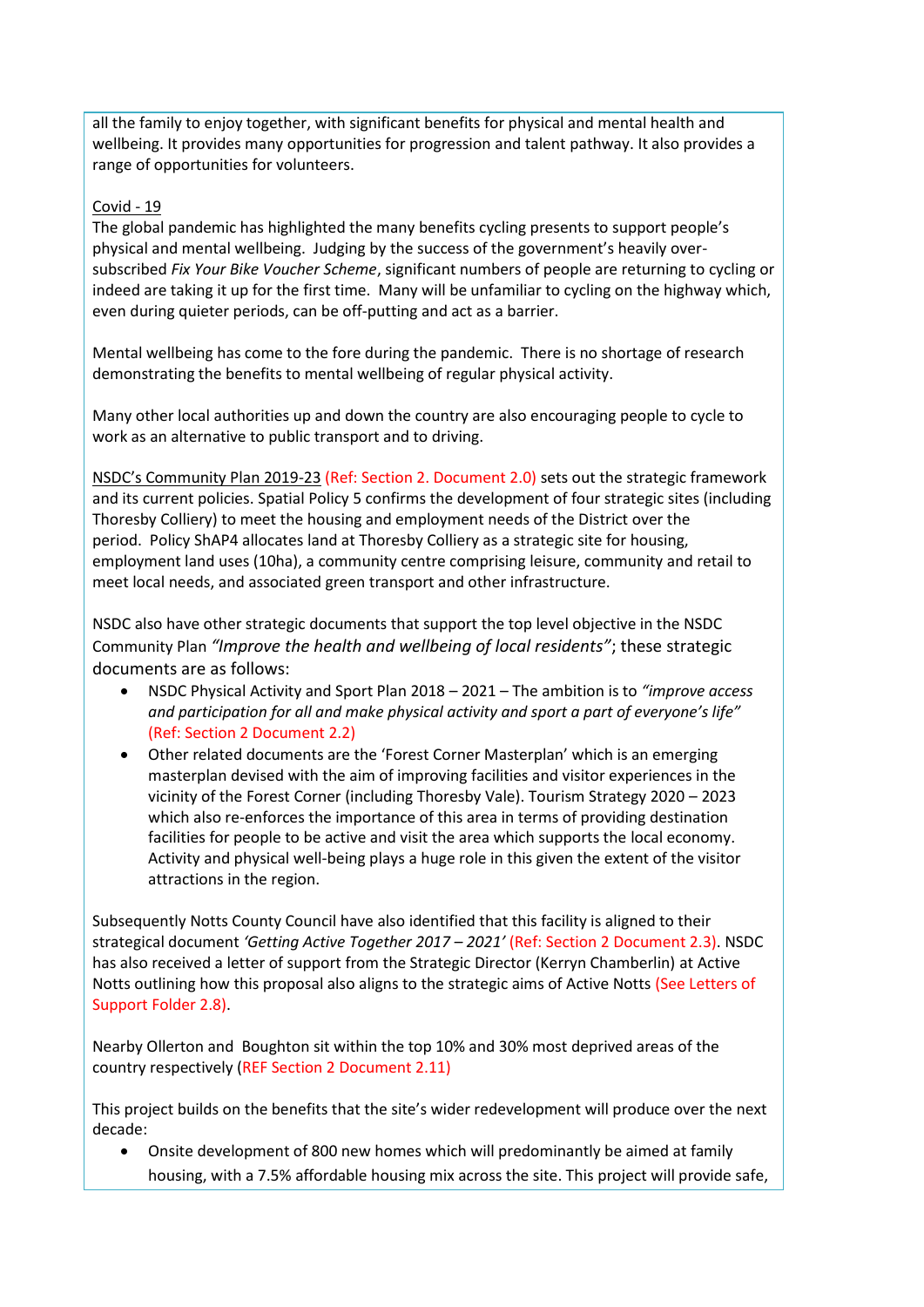all the family to enjoy together, with significant benefits for physical and mental health and wellbeing. It provides many opportunities for progression and talent pathway. It also provides a range of opportunities for volunteers.

Covid - 19

The global pandemic has highlighted the many benefits cycling presents to support people's physical and mental wellbeing. Judging by the success of the government's heavily over-subscribed *Fix Your Bike Voucher Scheme*, significant numbers of people are returning to cycling or indeed are taking it up for the first time. Many will be unfamiliar to cycling on the highway which, even during quieter periods, can be off-putting and act as a barrier.

Mental wellbeing has come to the fore during the pandemic. There is no shortage of research demonstrating the benefits to mental wellbeing of regular physical activity.

Many other local authorities up and down the country are also encouraging people to cycle to work as an alternative to public transport and to driving.

NSDC's Community Plan 2019-23 (Ref: Section 2. Document 2.0) sets out the strategic framework and its current policies. Spatial Policy 5 confirms the development of four strategic sites (including Thoresby Colliery) to meet the housing and employment needs of the District over the period. Policy ShAP4 allocates land at Thoresby Colliery as a strategic site for housing, employment land uses (10ha), a community centre comprising leisure, community and retail to meet local needs, and associated green transport and other infrastructure.

NSDC also have other strategic documents that support the top level objective in the NSDC Community Plan *"Improve the health and wellbeing of local residents"*; these strategic documents are as follows:

- NSDC Physical Activity and Sport Plan 2018 – 2021 – The ambition is to *"improve access and participation for all and make physical activity and sport a part of everyone's life"* (Ref: Section 2 Document 2.2)
- Other related documents are the 'Forest Corner Masterplan' which is an emerging masterplan devised with the aim of improving facilities and visitor experiences in the vicinity of the Forest Corner (including Thoresby Vale). Tourism Strategy 2020 – 2023 which also re-enforces the importance of this area in terms of providing destination facilities for people to be active and visit the area which supports the local economy. Activity and physical well-being plays a huge role in this given the extent of the visitor attractions in the region.

Subsequently Notts County Council have also identified that this facility is aligned to their strategical document *'Getting Active Together 2017 – 2021'* (Ref: Section 2 Document 2.3). NSDC has also received a letter of support from the Strategic Director (Kerryn Chamberlin) at Active Notts outlining how this proposal also aligns to the strategic aims of Active Notts (See Letters of Support Folder 2.8).

Nearby Ollerton and Boughton sit within the top 10% and 30% most deprived areas of the country respectively (REF Section 2 Document 2.11)

This project builds on the benefits that the site's wider redevelopment will produce over the next decade:

- Onsite development of 800 new homes which will predominantly be aimed at family housing, with a 7.5% affordable housing mix across the site. This project will provide safe,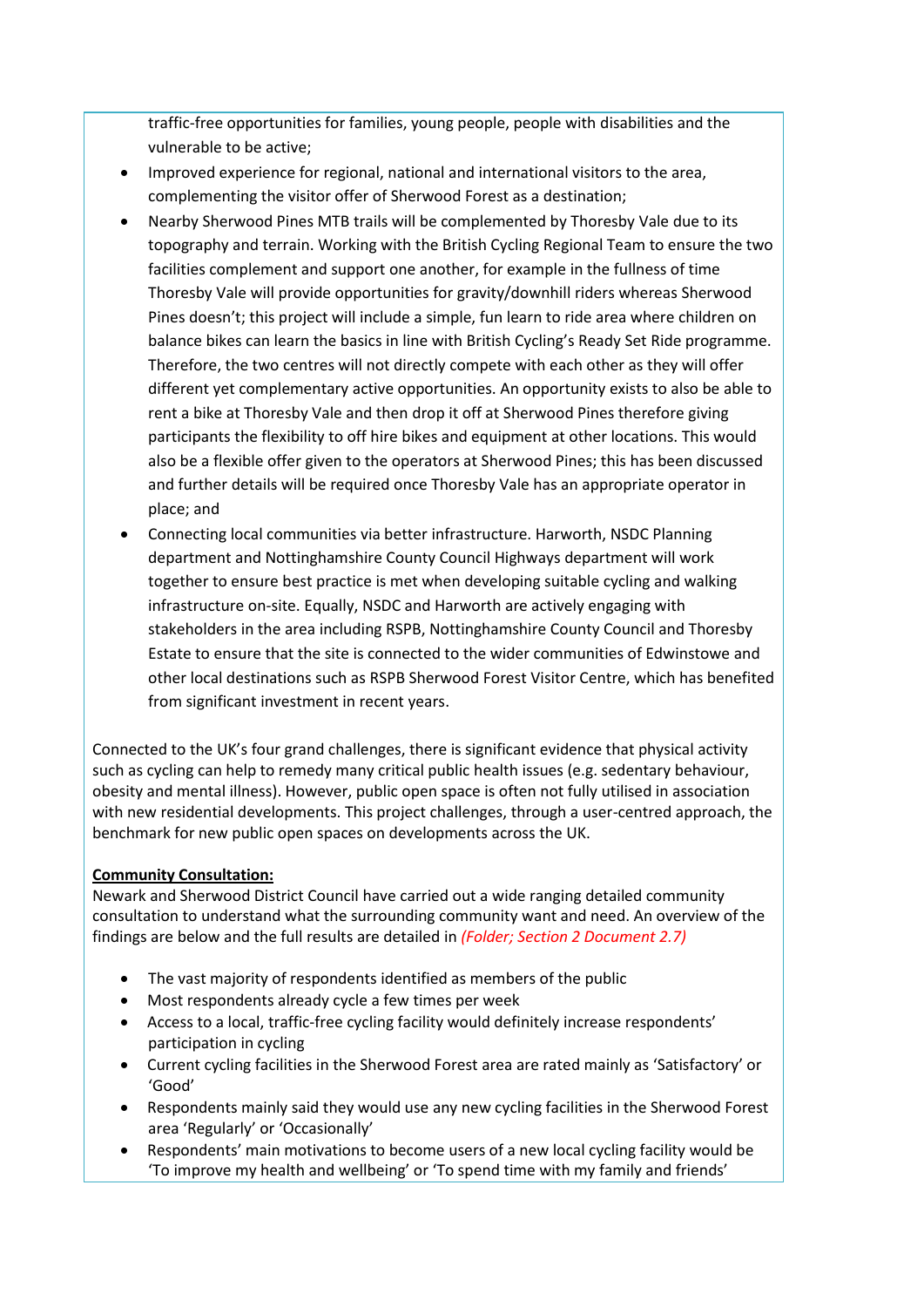traffic-free opportunities for families, young people, people with disabilities and the vulnerable to be active;

- Improved experience for regional, national and international visitors to the area, complementing the visitor offer of Sherwood Forest as a destination;
- Nearby Sherwood Pines MTB trails will be complemented by Thoresby Vale due to its topography and terrain. Working with the British Cycling Regional Team to ensure the two facilities complement and support one another, for example in the fullness of time Thoresby Vale will provide opportunities for gravity/downhill riders whereas Sherwood Pines doesn't; this project will include a simple, fun learn to ride area where children on balance bikes can learn the basics in line with British Cycling's Ready Set Ride programme. Therefore, the two centres will not directly compete with each other as they will offer different yet complementary active opportunities. An opportunity exists to also be able to rent a bike at Thoresby Vale and then drop it off at Sherwood Pines therefore giving participants the flexibility to off hire bikes and equipment at other locations. This would also be a flexible offer given to the operators at Sherwood Pines; this has been discussed and further details will be required once Thoresby Vale has an appropriate operator in place; and
- Connecting local communities via better infrastructure. Harworth, NSDC Planning department and Nottinghamshire County Council Highways department will work together to ensure best practice is met when developing suitable cycling and walking infrastructure on-site. Equally, NSDC and Harworth are actively engaging with stakeholders in the area including RSPB, Nottinghamshire County Council and Thoresby Estate to ensure that the site is connected to the wider communities of Edwinstowe and other local destinations such as RSPB Sherwood Forest Visitor Centre, which has benefited from significant investment in recent years.

Connected to the UK's four grand challenges, there is significant evidence that physical activity such as cycling can help to remedy many critical public health issues (e.g. sedentary behaviour, obesity and mental illness). However, public open space is often not fully utilised in association with new residential developments. This project challenges, through a user-centred approach, the benchmark for new public open spaces on developments across the UK.

**Community Consultation:**

Newark and Sherwood District Council have carried out a wide ranging detailed community consultation to understand what the surrounding community want and need. An overview of the findings are below and the full results are detailed in *(Folder; Section 2 Document 2.7)*

- The vast majority of respondents identified as members of the public
- Most respondents already cycle a few times per week
- Access to a local, traffic-free cycling facility would definitely increase respondents' participation in cycling
- Current cycling facilities in the Sherwood Forest area are rated mainly as 'Satisfactory' or 'Good'
- Respondents mainly said they would use any new cycling facilities in the Sherwood Forest area 'Regularly' or 'Occasionally'
- Respondents' main motivations to become users of a new local cycling facility would be 'To improve my health and wellbeing' or 'To spend time with my family and friends'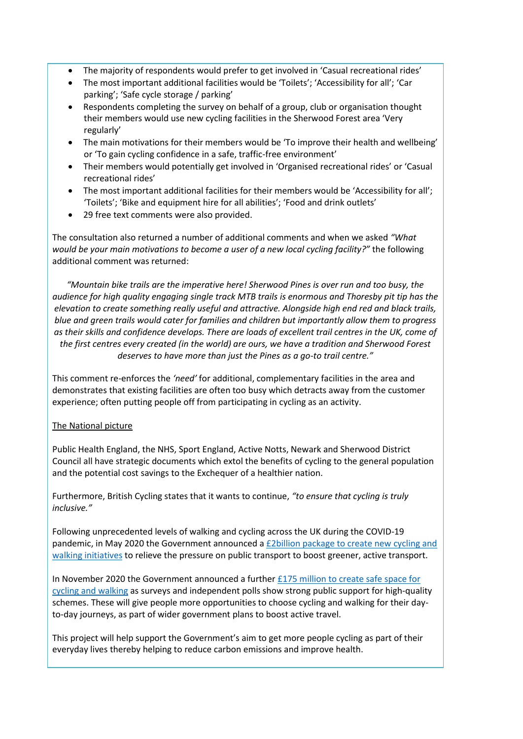- The majority of respondents would prefer to get involved in 'Casual recreational rides'
- The most important additional facilities would be 'Toilets'; 'Accessibility for all'; 'Car parking'; 'Safe cycle storage / parking'
- Respondents completing the survey on behalf of a group, club or organisation thought their members would use new cycling facilities in the Sherwood Forest area 'Very regularly'
- The main motivations for their members would be 'To improve their health and wellbeing' or 'To gain cycling confidence in a safe, traffic-free environment'
- Their members would potentially get involved in 'Organised recreational rides' or 'Casual recreational rides'
- The most important additional facilities for their members would be 'Accessibility for all'; 'Toilets'; 'Bike and equipment hire for all abilities'; 'Food and drink outlets'
- 29 free text comments were also provided.

The consultation also returned a number of additional comments and when we asked *"What would be your main motivations to become a user of a new local cycling facility?"* the following additional comment was returned:

*"Mountain bike trails are the imperative here! Sherwood Pines is over run and too busy, the audience for high quality engaging single track MTB trails is enormous and Thoresby pit tip has the elevation to create something really useful and attractive. Alongside high end red and black trails, blue and green trails would cater for families and children but importantly allow them to progress as their skills and confidence develops. There are loads of excellent trail centres in the UK, come of the first centres every created (in the world) are ours, we have a tradition and Sherwood Forest deserves to have more than just the Pines as a go-to trail centre."*

This comment re-enforces the *'need'* for additional, complementary facilities in the area and demonstrates that existing facilities are often too busy which detracts away from the customer experience; often putting people off from participating in cycling as an activity.

<u>The National picture</u>

Public Health England, the NHS, Sport England, Active Notts, Newark and Sherwood District Council all have strategic documents which extol the benefits of cycling to the general population and the potential cost savings to the Exchequer of a healthier nation.

Furthermore, British Cycling states that it wants to continue, *"to ensure that cycling is truly inclusive."*

Following unprecedented levels of walking and cycling across the UK during the COVID-19 pandemic, in May 2020 the Government announced a £2billion package to create new cycling and walking initiatives to relieve the pressure on public transport to boost greener, active transport.

In November 2020 the Government announced a further £175 million to create safe space for cycling and walking as surveys and independent polls show strong public support for high-quality schemes. These will give people more opportunities to choose cycling and walking for their day-to-day journeys, as part of wider government plans to boost active travel.

This project will help support the Government's aim to get more people cycling as part of their everyday lives thereby helping to reduce carbon emissions and improve health.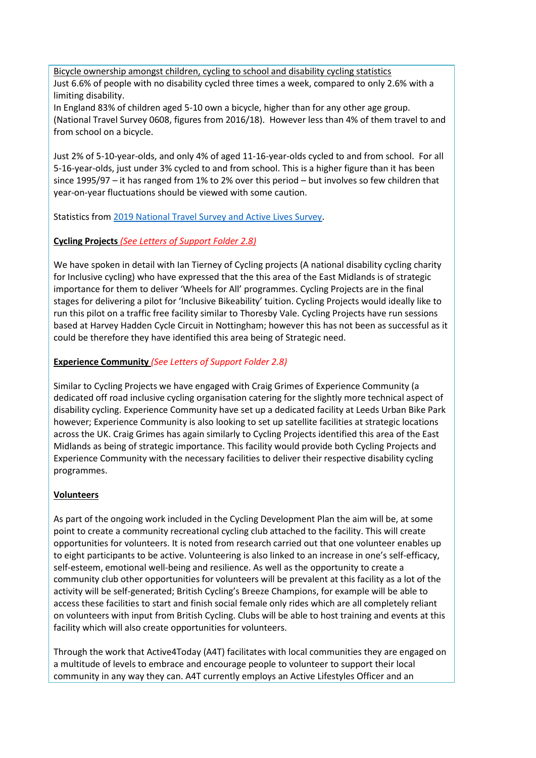Bicycle ownership amongst children, cycling to school and disability cycling statistics

Just 6.6% of people with no disability cycled three times a week, compared to only 2.6% with a limiting disability.

In England 83% of children aged 5-10 own a bicycle, higher than for any other age group. (National Travel Survey 0608, figures from 2016/18). However less than 4% of them travel to and from school on a bicycle.

Just 2% of 5-10-year-olds, and only 4% of aged 11-16-year-olds cycled to and from school. For all 5-16-year-olds, just under 3% cycled to and from school. This is a higher figure than it has been since 1995/97 – it has ranged from 1% to 2% over this period – but involves so few children that year-on-year fluctuations should be viewed with some caution.

Statistics from [2019 National Travel Survey and Active Lives Survey](#).

**Cycling Projects** *(See Letters of Support Folder 2.8)*

We have spoken in detail with Ian Tierney of Cycling projects (A national disability cycling charity for Inclusive cycling) who have expressed that the this area of the East Midlands is of strategic importance for them to deliver 'Wheels for All' programmes. Cycling Projects are in the final stages for delivering a pilot for 'Inclusive Bikeability' tuition. Cycling Projects would ideally like to run this pilot on a traffic free facility similar to Thoresby Vale. Cycling Projects have run sessions based at Harvey Hadden Cycle Circuit in Nottingham; however this has not been as successful as it could be therefore they have identified this area being of Strategic need.

**Experience Community** *(See Letters of Support Folder 2.8)*

Similar to Cycling Projects we have engaged with Craig Grimes of Experience Community (a dedicated off road inclusive cycling organisation catering for the slightly more technical aspect of disability cycling. Experience Community have set up a dedicated facility at Leeds Urban Bike Park however; Experience Community is also looking to set up satellite facilities at strategic locations across the UK. Craig Grimes has again similarly to Cycling Projects identified this area of the East Midlands as being of strategic importance. This facility would provide both Cycling Projects and Experience Community with the necessary facilities to deliver their respective disability cycling programmes.

**Volunteers**

As part of the ongoing work included in the Cycling Development Plan the aim will be, at some point to create a community recreational cycling club attached to the facility. This will create opportunities for volunteers. It is noted from research carried out that one volunteer enables up to eight participants to be active. Volunteering is also linked to an increase in one's self-efficacy, self-esteem, emotional well-being and resilience. As well as the opportunity to create a community club other opportunities for volunteers will be prevalent at this facility as a lot of the activity will be self-generated; British Cycling's Breeze Champions, for example will be able to access these facilities to start and finish social female only rides which are all completely reliant on volunteers with input from British Cycling. Clubs will be able to host training and events at this facility which will also create opportunities for volunteers.

Through the work that Active4Today (A4T) facilitates with local communities they are engaged on a multitude of levels to embrace and encourage people to volunteer to support their local community in any way they can. A4T currently employs an Active Lifestyles Officer and an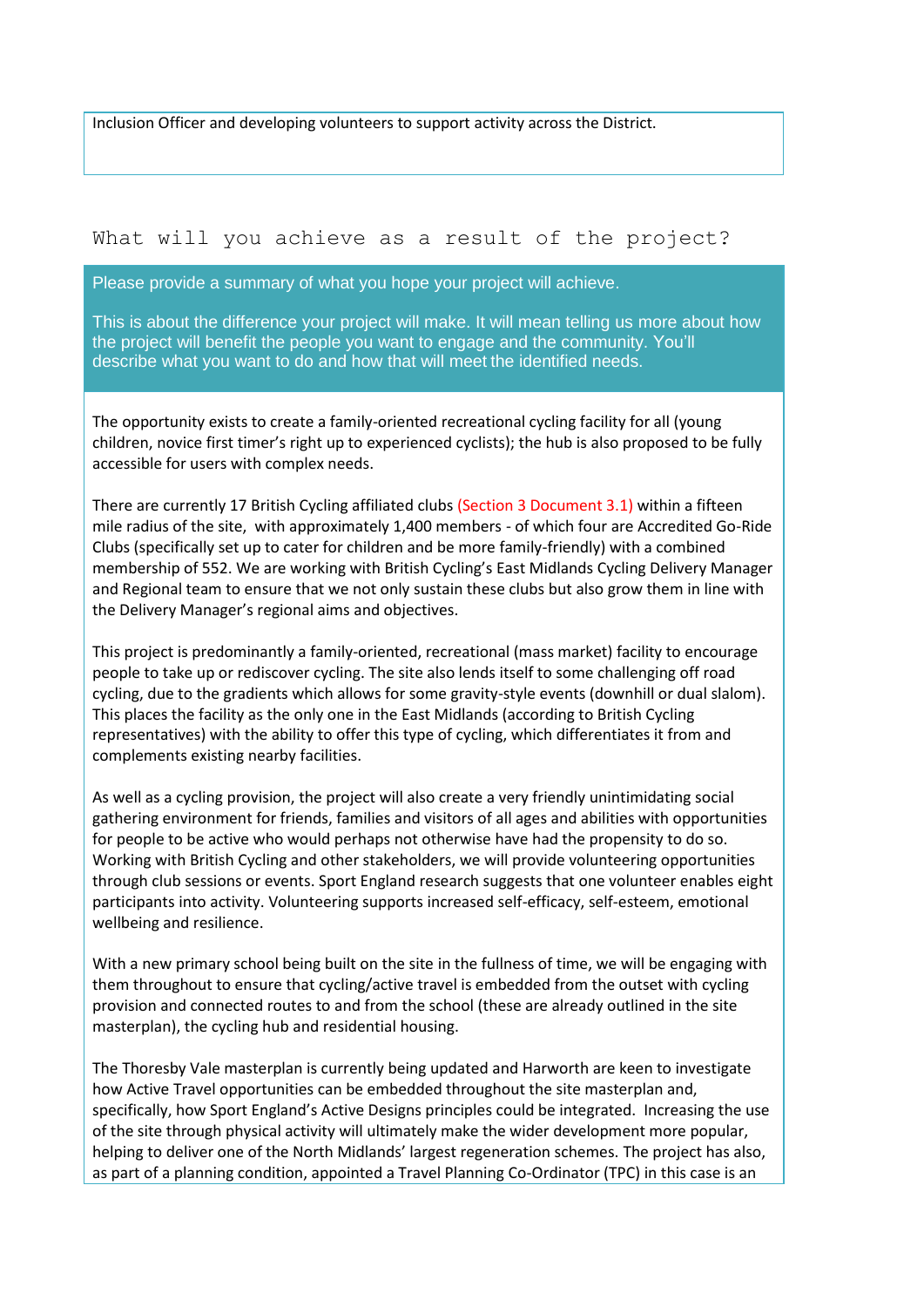Inclusion Officer and developing volunteers to support activity across the District.

## What will you achieve as a result of the project?

Please provide a summary of what you hope your project will achieve.

This is about the difference your project will make. It will mean telling us more about how the project will benefit the people you want to engage and the community. You'll describe what you want to do and how that will meet the identified needs.

The opportunity exists to create a family-oriented recreational cycling facility for all (young children, novice first timer's right up to experienced cyclists); the hub is also proposed to be fully accessible for users with complex needs.

There are currently 17 British Cycling affiliated clubs (Section 3 Document 3.1) within a fifteen mile radius of the site, with approximately 1,400 members - of which four are Accredited Go-Ride Clubs (specifically set up to cater for children and be more family-friendly) with a combined membership of 552. We are working with British Cycling's East Midlands Cycling Delivery Manager and Regional team to ensure that we not only sustain these clubs but also grow them in line with the Delivery Manager's regional aims and objectives.

This project is predominantly a family-oriented, recreational (mass market) facility to encourage people to take up or rediscover cycling. The site also lends itself to some challenging off road cycling, due to the gradients which allows for some gravity-style events (downhill or dual slalom). This places the facility as the only one in the East Midlands (according to British Cycling representatives) with the ability to offer this type of cycling, which differentiates it from and complements existing nearby facilities.

As well as a cycling provision, the project will also create a very friendly unintimidating social gathering environment for friends, families and visitors of all ages and abilities with opportunities for people to be active who would perhaps not otherwise have had the propensity to do so. Working with British Cycling and other stakeholders, we will provide volunteering opportunities through club sessions or events. Sport England research suggests that one volunteer enables eight participants into activity. Volunteering supports increased self-efficacy, self-esteem, emotional wellbeing and resilience.

With a new primary school being built on the site in the fullness of time, we will be engaging with them throughout to ensure that cycling/active travel is embedded from the outset with cycling provision and connected routes to and from the school (these are already outlined in the site masterplan), the cycling hub and residential housing.

The Thoresby Vale masterplan is currently being updated and Harworth are keen to investigate how Active Travel opportunities can be embedded throughout the site masterplan and, specifically, how Sport England's Active Designs principles could be integrated. Increasing the use of the site through physical activity will ultimately make the wider development more popular, helping to deliver one of the North Midlands' largest regeneration schemes. The project has also, as part of a planning condition, appointed a Travel Planning Co-Ordinator (TPC) in this case is an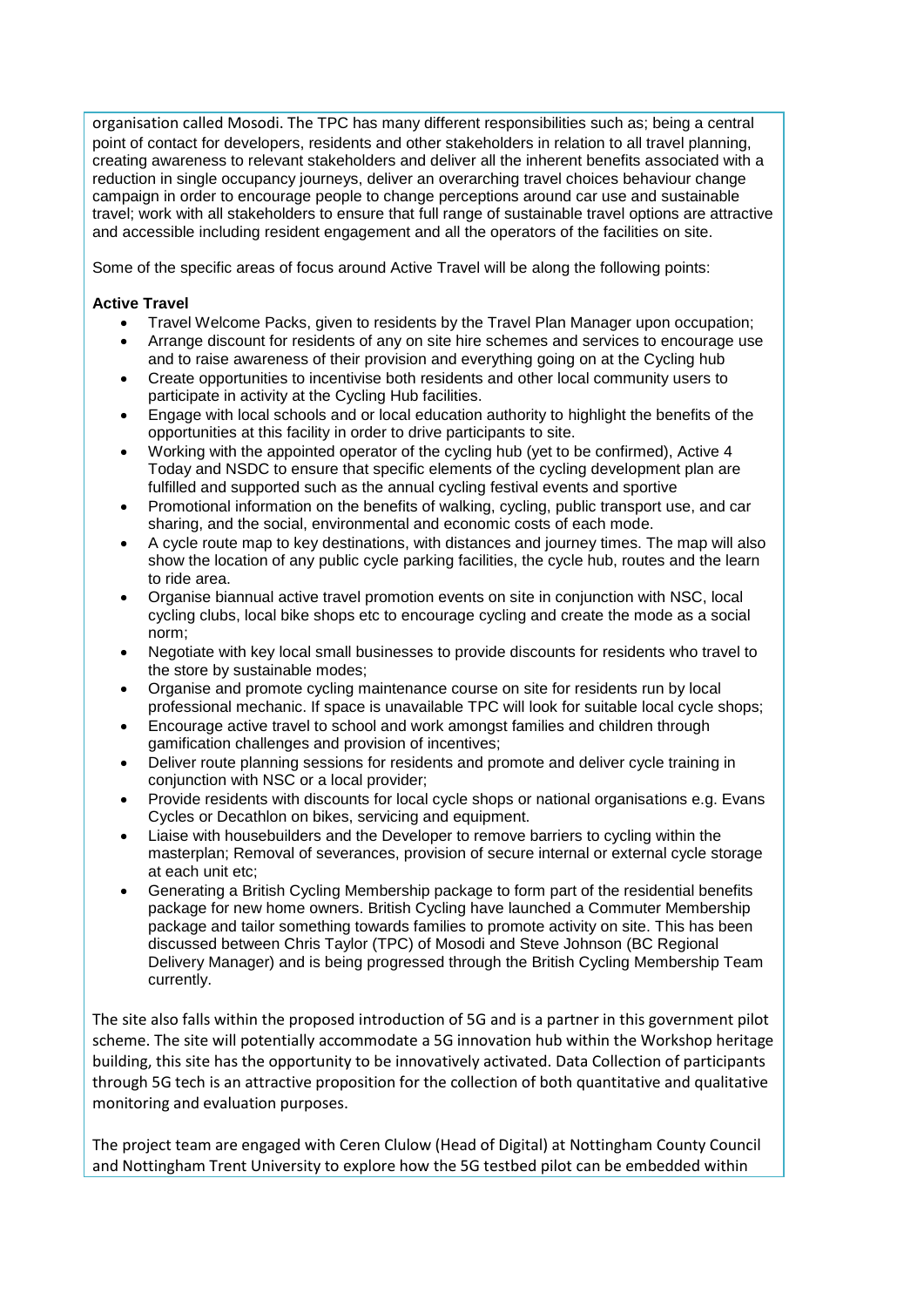organisation called Mosodi. The TPC has many different responsibilities such as; being a central point of contact for developers, residents and other stakeholders in relation to all travel planning, creating awareness to relevant stakeholders and deliver all the inherent benefits associated with a reduction in single occupancy journeys, deliver an overarching travel choices behaviour change campaign in order to encourage people to change perceptions around car use and sustainable travel; work with all stakeholders to ensure that full range of sustainable travel options are attractive and accessible including resident engagement and all the operators of the facilities on site.

Some of the specific areas of focus around Active Travel will be along the following points:

**Active Travel**

- Travel Welcome Packs, given to residents by the Travel Plan Manager upon occupation;
- Arrange discount for residents of any on site hire schemes and services to encourage use and to raise awareness of their provision and everything going on at the Cycling hub
- Create opportunities to incentivise both residents and other local community users to participate in activity at the Cycling Hub facilities.
- Engage with local schools and or local education authority to highlight the benefits of the opportunities at this facility in order to drive participants to site.
- Working with the appointed operator of the cycling hub (yet to be confirmed), Active 4 Today and NSDC to ensure that specific elements of the cycling development plan are fulfilled and supported such as the annual cycling festival events and sportive
- Promotional information on the benefits of walking, cycling, public transport use, and car sharing, and the social, environmental and economic costs of each mode.
- A cycle route map to key destinations, with distances and journey times. The map will also show the location of any public cycle parking facilities, the cycle hub, routes and the learn to ride area.
- Organise biannual active travel promotion events on site in conjunction with NSC, local cycling clubs, local bike shops etc to encourage cycling and create the mode as a social norm;
- Negotiate with key local small businesses to provide discounts for residents who travel to the store by sustainable modes;
- Organise and promote cycling maintenance course on site for residents run by local professional mechanic. If space is unavailable TPC will look for suitable local cycle shops;
- Encourage active travel to school and work amongst families and children through gamification challenges and provision of incentives;
- Deliver route planning sessions for residents and promote and deliver cycle training in conjunction with NSC or a local provider;
- Provide residents with discounts for local cycle shops or national organisations e.g. Evans Cycles or Decathlon on bikes, servicing and equipment.
- Liaise with housebuilders and the Developer to remove barriers to cycling within the masterplan; Removal of severances, provision of secure internal or external cycle storage at each unit etc;
- Generating a British Cycling Membership package to form part of the residential benefits package for new home owners. British Cycling have launched a Commuter Membership package and tailor something towards families to promote activity on site. This has been discussed between Chris Taylor (TPC) of Mosodi and Steve Johnson (BC Regional Delivery Manager) and is being progressed through the British Cycling Membership Team currently.

The site also falls within the proposed introduction of 5G and is a partner in this government pilot scheme. The site will potentially accommodate a 5G innovation hub within the Workshop heritage building, this site has the opportunity to be innovatively activated. Data Collection of participants through 5G tech is an attractive proposition for the collection of both quantitative and qualitative monitoring and evaluation purposes.

The project team are engaged with Ceren Clulow (Head of Digital) at Nottingham County Council and Nottingham Trent University to explore how the 5G testbed pilot can be embedded within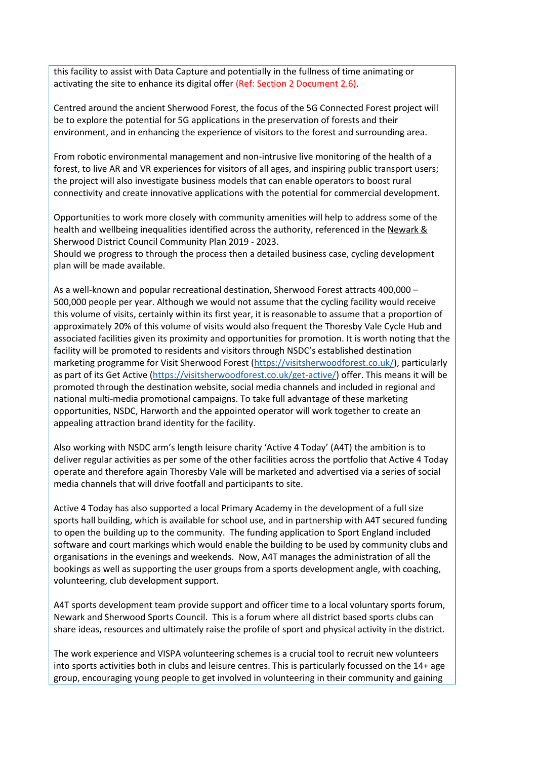this facility to assist with Data Capture and potentially in the fullness of time animating or activating the site to enhance its digital offer (Ref: Section 2 Document 2.6).

Centred around the ancient Sherwood Forest, the focus of the 5G Connected Forest project will be to explore the potential for 5G applications in the preservation of forests and their environment, and in enhancing the experience of visitors to the forest and surrounding area.

From robotic environmental management and non-intrusive live monitoring of the health of a forest, to live AR and VR experiences for visitors of all ages, and inspiring public transport users; the project will also investigate business models that can enable operators to boost rural connectivity and create innovative applications with the potential for commercial development.

Opportunities to work more closely with community amenities will help to address some of the health and wellbeing inequalities identified across the authority, referenced in the Newark & Sherwood District Council Community Plan 2019 - 2023.
Should we progress to through the process then a detailed business case, cycling development plan will be made available.

As a well-known and popular recreational destination, Sherwood Forest attracts 400,000 – 500,000 people per year. Although we would not assume that the cycling facility would receive this volume of visits, certainly within its first year, it is reasonable to assume that a proportion of approximately 20% of this volume of visits would also frequent the Thoresby Vale Cycle Hub and associated facilities given its proximity and opportunities for promotion. It is worth noting that the facility will be promoted to residents and visitors through NSDC's established destination marketing programme for Visit Sherwood Forest (https://visitsherwoodforest.co.uk/), particularly as part of its Get Active (https://visitsherwoodforest.co.uk/get-active/) offer. This means it will be promoted through the destination website, social media channels and included in regional and national multi-media promotional campaigns. To take full advantage of these marketing opportunities, NSDC, Harworth and the appointed operator will work together to create an appealing attraction brand identity for the facility.

Also working with NSDC arm's length leisure charity 'Active 4 Today' (A4T) the ambition is to deliver regular activities as per some of the other facilities across the portfolio that Active 4 Today operate and therefore again Thoresby Vale will be marketed and advertised via a series of social media channels that will drive footfall and participants to site.

Active 4 Today has also supported a local Primary Academy in the development of a full size sports hall building, which is available for school use, and in partnership with A4T secured funding to open the building up to the community. The funding application to Sport England included software and court markings which would enable the building to be used by community clubs and organisations in the evenings and weekends. Now, A4T manages the administration of all the bookings as well as supporting the user groups from a sports development angle, with coaching, volunteering, club development support.

A4T sports development team provide support and officer time to a local voluntary sports forum, Newark and Sherwood Sports Council. This is a forum where all district based sports clubs can share ideas, resources and ultimately raise the profile of sport and physical activity in the district.

The work experience and VISPA volunteering schemes is a crucial tool to recruit new volunteers into sports activities both in clubs and leisure centres. This is particularly focussed on the 14+ age group, encouraging young people to get involved in volunteering in their community and gaining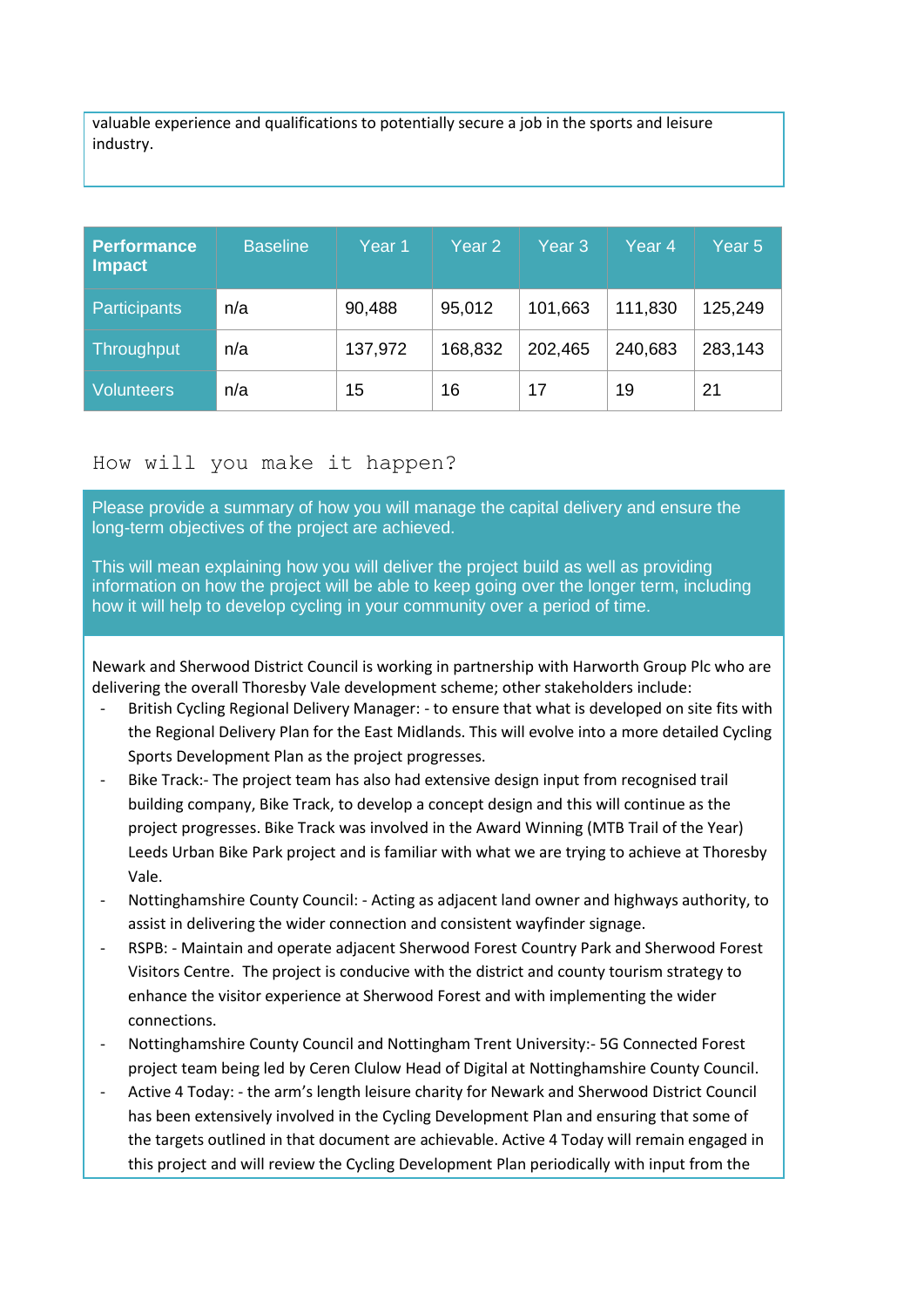valuable experience and qualifications to potentially secure a job in the sports and leisure industry.

| Performance Impact | Baseline | Year 1 | Year 2 | Year 3 | Year 4 | Year 5 |
|---|---|---|---|---|---|---|
| Participants | n/a | 90,488 | 95,012 | 101,663 | 111,830 | 125,249 |
| Throughput | n/a | 137,972 | 168,832 | 202,465 | 240,683 | 283,143 |
| Volunteers | n/a | 15 | 16 | 17 | 19 | 21 |

## How will you make it happen?

Please provide a summary of how you will manage the capital delivery and ensure the long-term objectives of the project are achieved.

This will mean explaining how you will deliver the project build as well as providing information on how the project will be able to keep going over the longer term, including how it will help to develop cycling in your community over a period of time.

Newark and Sherwood District Council is working in partnership with Harworth Group Plc who are delivering the overall Thoresby Vale development scheme; other stakeholders include:

- British Cycling Regional Delivery Manager: - to ensure that what is developed on site fits with the Regional Delivery Plan for the East Midlands. This will evolve into a more detailed Cycling Sports Development Plan as the project progresses.
- Bike Track:- The project team has also had extensive design input from recognised trail building company, Bike Track, to develop a concept design and this will continue as the project progresses. Bike Track was involved in the Award Winning (MTB Trail of the Year) Leeds Urban Bike Park project and is familiar with what we are trying to achieve at Thoresby Vale.
- Nottinghamshire County Council: - Acting as adjacent land owner and highways authority, to assist in delivering the wider connection and consistent wayfinder signage.
- RSPB: - Maintain and operate adjacent Sherwood Forest Country Park and Sherwood Forest Visitors Centre. The project is conducive with the district and county tourism strategy to enhance the visitor experience at Sherwood Forest and with implementing the wider connections.
- Nottinghamshire County Council and Nottingham Trent University:- 5G Connected Forest project team being led by Ceren Clulow Head of Digital at Nottinghamshire County Council.
- Active 4 Today: - the arm's length leisure charity for Newark and Sherwood District Council has been extensively involved in the Cycling Development Plan and ensuring that some of the targets outlined in that document are achievable. Active 4 Today will remain engaged in this project and will review the Cycling Development Plan periodically with input from the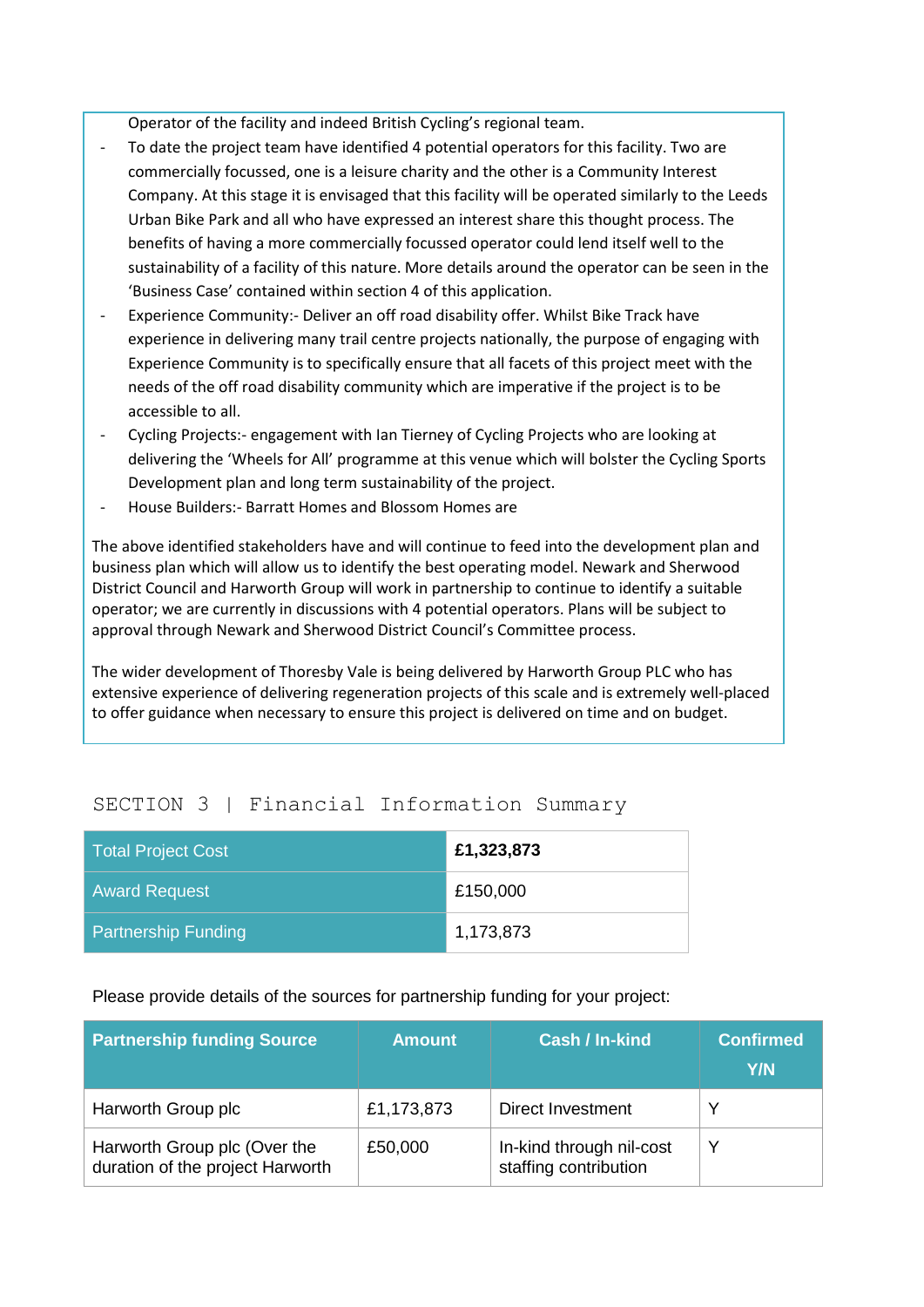Operator of the facility and indeed British Cycling's regional team.

- To date the project team have identified 4 potential operators for this facility. Two are commercially focussed, one is a leisure charity and the other is a Community Interest Company. At this stage it is envisaged that this facility will be operated similarly to the Leeds Urban Bike Park and all who have expressed an interest share this thought process. The benefits of having a more commercially focussed operator could lend itself well to the sustainability of a facility of this nature. More details around the operator can be seen in the 'Business Case' contained within section 4 of this application.
- Experience Community:- Deliver an off road disability offer. Whilst Bike Track have experience in delivering many trail centre projects nationally, the purpose of engaging with Experience Community is to specifically ensure that all facets of this project meet with the needs of the off road disability community which are imperative if the project is to be accessible to all.
- Cycling Projects:- engagement with Ian Tierney of Cycling Projects who are looking at delivering the 'Wheels for All' programme at this venue which will bolster the Cycling Sports Development plan and long term sustainability of the project.
- House Builders:- Barratt Homes and Blossom Homes are

The above identified stakeholders have and will continue to feed into the development plan and business plan which will allow us to identify the best operating model. Newark and Sherwood District Council and Harworth Group will work in partnership to continue to identify a suitable operator; we are currently in discussions with 4 potential operators. Plans will be subject to approval through Newark and Sherwood District Council's Committee process.

The wider development of Thoresby Vale is being delivered by Harworth Group PLC who has extensive experience of delivering regeneration projects of this scale and is extremely well-placed to offer guidance when necessary to ensure this project is delivered on time and on budget.

## SECTION 3 | Financial Information Summary

| Total Project Cost | **£1,323,873** |
|---|---|
| Award Request | £150,000 |
| Partnership Funding | 1,173,873 |

Please provide details of the sources for partnership funding for your project:

| Partnership funding Source | Amount | Cash / In-kind | Confirmed Y/N |
|---|---|---|---|
| Harworth Group plc | £1,173,873 | Direct Investment | Y |
| Harworth Group plc (Over the duration of the project Harworth | £50,000 | In-kind through nil-cost staffing contribution | Y |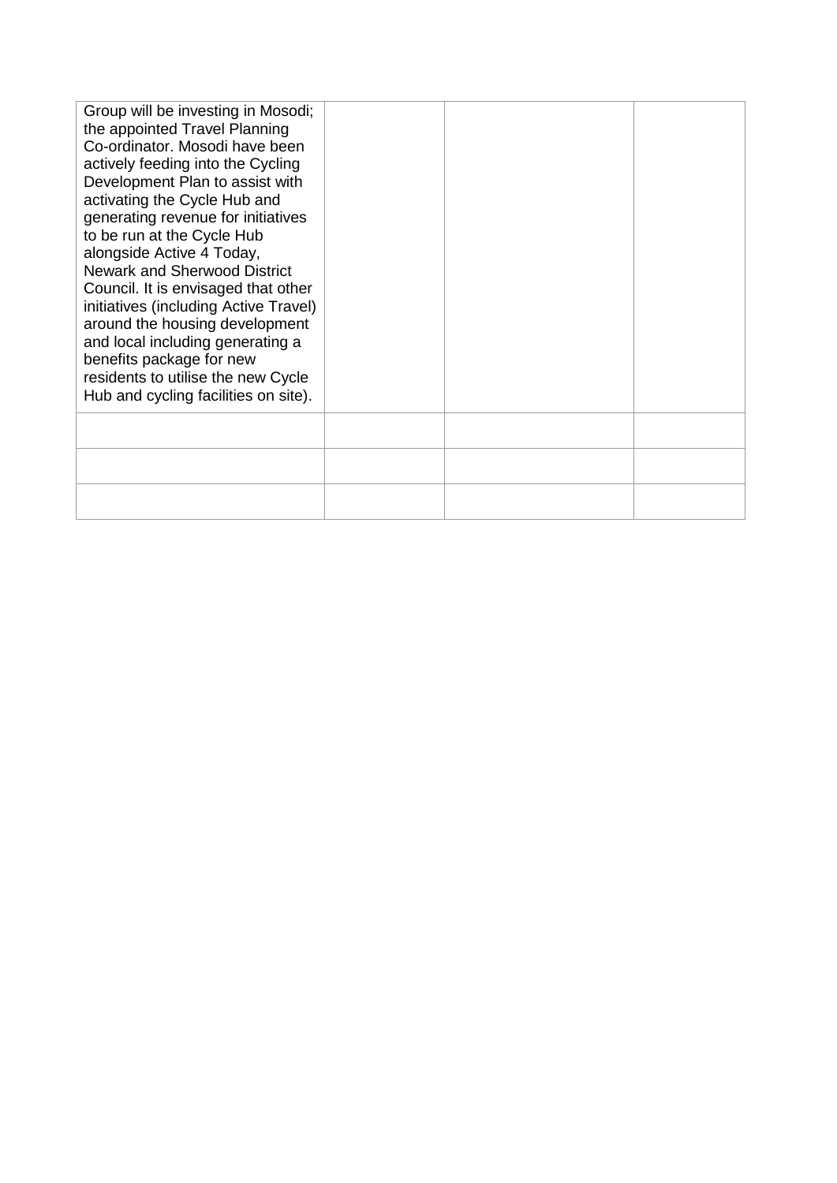| | | | |
|---|---|---|---|
| Group will be investing in Mosodi; the appointed Travel Planning Co-ordinator. Mosodi have been actively feeding into the Cycling Development Plan to assist with activating the Cycle Hub and generating revenue for initiatives to be run at the Cycle Hub alongside Active 4 Today, Newark and Sherwood District Council. It is envisaged that other initiatives (including Active Travel) around the housing development and local including generating a benefits package for new residents to utilise the new Cycle Hub and cycling facilities on site). | | | |
| | | | |
| | | | |
| | | | |